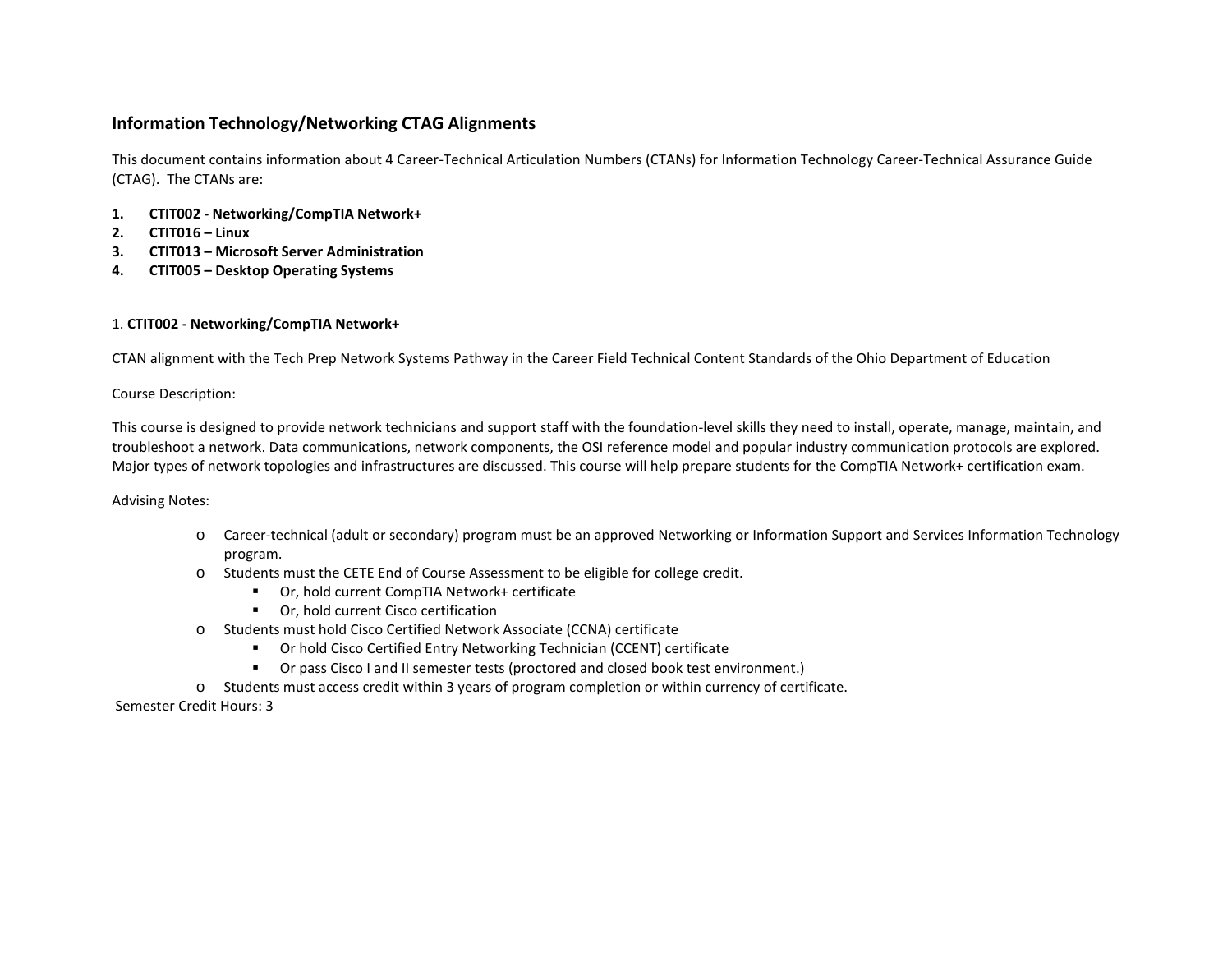## Information Technology/Networking CTAG Alignments

This document contains information about 4 Career-Technical Articulation Numbers (CTANs) for Information Technology Career-Technical Assurance Guide (CTAG). The CTANs are:

1. **CTIT002 - Networking/CompTIA Network+**
2. **CTIT016 – Linux**
3. **CTIT013 – Microsoft Server Administration**
4. **CTIT005 – Desktop Operating Systems**

### 1. **CTIT002 - Networking/CompTIA Network+**

CTAN alignment with the Tech Prep Network Systems Pathway in the Career Field Technical Content Standards of the Ohio Department of Education

Course Description:

This course is designed to provide network technicians and support staff with the foundation-level skills they need to install, operate, manage, maintain, and troubleshoot a network. Data communications, network components, the OSI reference model and popular industry communication protocols are explored. Major types of network topologies and infrastructures are discussed. This course will help prepare students for the CompTIA Network+ certification exam.

Advising Notes:

- Career-technical (adult or secondary) program must be an approved Networking or Information Support and Services Information Technology program.
- Students must the CETE End of Course Assessment to be eligible for college credit.
  - Or, hold current CompTIA Network+ certificate
  - Or, hold current Cisco certification
- Students must hold Cisco Certified Network Associate (CCNA) certificate
  - Or hold Cisco Certified Entry Networking Technician (CCENT) certificate
  - Or pass Cisco I and II semester tests (proctored and closed book test environment.)
- Students must access credit within 3 years of program completion or within currency of certificate.

Semester Credit Hours: 3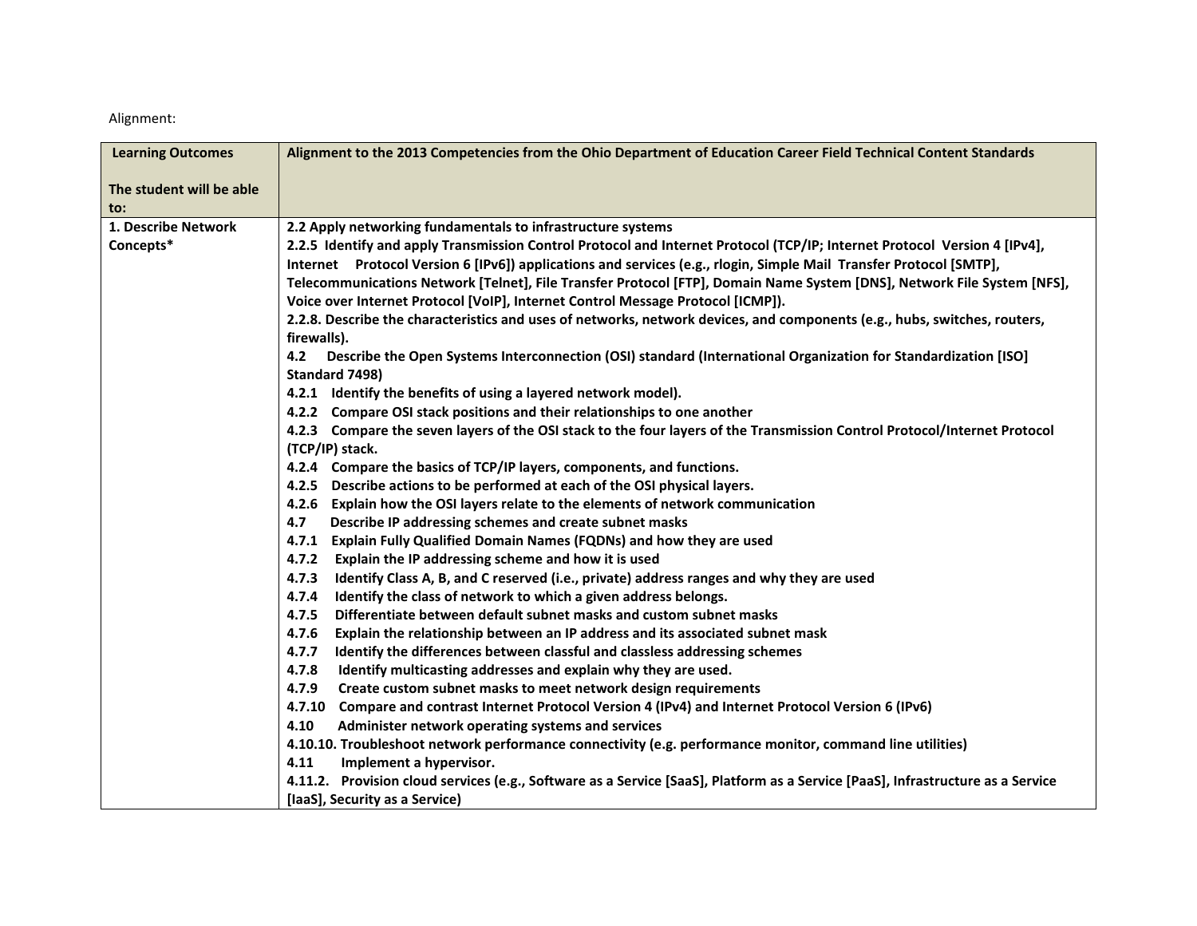Alignment:

| **Learning Outcomes**<br><br>**The student will be able to:** | **Alignment to the 2013 Competencies from the Ohio Department of Education Career Field Technical Content Standards** |
|---|---|
| **1. Describe Network Concepts*** | **2.2 Apply networking fundamentals to infrastructure systems**<br>**2.2.5 Identify and apply Transmission Control Protocol and Internet Protocol (TCP/IP; Internet Protocol Version 4 [IPv4], Internet Protocol Version 6 [IPv6]) applications and services (e.g., rlogin, Simple Mail Transfer Protocol [SMTP], Telecommunications Network [Telnet], File Transfer Protocol [FTP], Domain Name System [DNS], Network File System [NFS], Voice over Internet Protocol [VoIP], Internet Control Message Protocol [ICMP]).**<br>**2.2.8. Describe the characteristics and uses of networks, network devices, and components (e.g., hubs, switches, routers, firewalls).**<br>**4.2 Describe the Open Systems Interconnection (OSI) standard (International Organization for Standardization [ISO] Standard 7498)**<br>**4.2.1 Identify the benefits of using a layered network model).**<br>**4.2.2 Compare OSI stack positions and their relationships to one another**<br>**4.2.3 Compare the seven layers of the OSI stack to the four layers of the Transmission Control Protocol/Internet Protocol (TCP/IP) stack.**<br>**4.2.4 Compare the basics of TCP/IP layers, components, and functions.**<br>**4.2.5 Describe actions to be performed at each of the OSI physical layers.**<br>**4.2.6 Explain how the OSI layers relate to the elements of network communication**<br>**4.7 Describe IP addressing schemes and create subnet masks**<br>**4.7.1 Explain Fully Qualified Domain Names (FQDNs) and how they are used**<br>**4.7.2 Explain the IP addressing scheme and how it is used**<br>**4.7.3 Identify Class A, B, and C reserved (i.e., private) address ranges and why they are used**<br>**4.7.4 Identify the class of network to which a given address belongs.**<br>**4.7.5 Differentiate between default subnet masks and custom subnet masks**<br>**4.7.6 Explain the relationship between an IP address and its associated subnet mask**<br>**4.7.7 Identify the differences between classful and classless addressing schemes**<br>**4.7.8 Identify multicasting addresses and explain why they are used.**<br>**4.7.9 Create custom subnet masks to meet network design requirements**<br>**4.7.10 Compare and contrast Internet Protocol Version 4 (IPv4) and Internet Protocol Version 6 (IPv6)**<br>**4.10 Administer network operating systems and services**<br>**4.10.10. Troubleshoot network performance connectivity (e.g. performance monitor, command line utilities)**<br>**4.11 Implement a hypervisor.**<br>**4.11.2. Provision cloud services (e.g., Software as a Service [SaaS], Platform as a Service [PaaS], Infrastructure as a Service [IaaS], Security as a Service)** |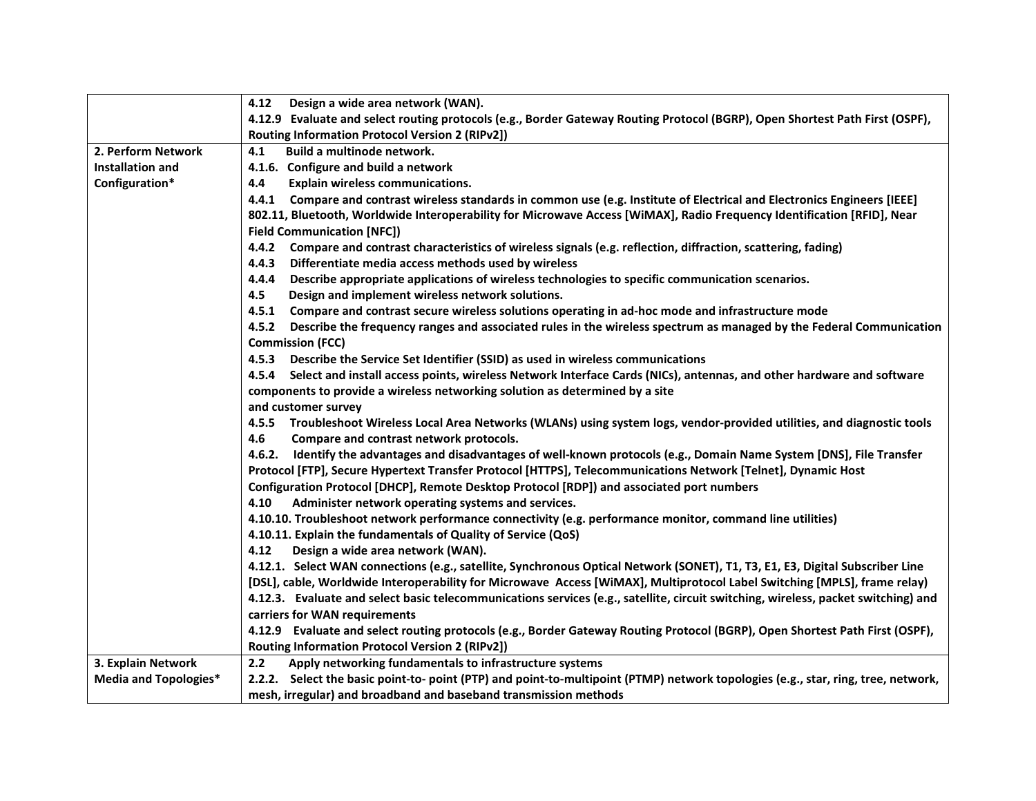| | |
|---|---|
| | **4.12 Design a wide area network (WAN).**<br>**4.12.9 Evaluate and select routing protocols (e.g., Border Gateway Routing Protocol (BGRP), Open Shortest Path First (OSPF), Routing Information Protocol Version 2 (RIPv2])** |
| **2. Perform Network Installation and Configuration*** | **4.1 Build a multinode network.**<br>**4.1.6. Configure and build a network**<br>**4.4 Explain wireless communications.**<br>**4.4.1 Compare and contrast wireless standards in common use (e.g. Institute of Electrical and Electronics Engineers [IEEE] 802.11, Bluetooth, Worldwide Interoperability for Microwave Access [WiMAX], Radio Frequency Identification [RFID], Near Field Communication [NFC])**<br>**4.4.2 Compare and contrast characteristics of wireless signals (e.g. reflection, diffraction, scattering, fading)**<br>**4.4.3 Differentiate media access methods used by wireless**<br>**4.4.4 Describe appropriate applications of wireless technologies to specific communication scenarios.**<br>**4.5 Design and implement wireless network solutions.**<br>**4.5.1 Compare and contrast secure wireless solutions operating in ad-hoc mode and infrastructure mode**<br>**4.5.2 Describe the frequency ranges and associated rules in the wireless spectrum as managed by the Federal Communication Commission (FCC)**<br>**4.5.3 Describe the Service Set Identifier (SSID) as used in wireless communications**<br>**4.5.4 Select and install access points, wireless Network Interface Cards (NICs), antennas, and other hardware and software components to provide a wireless networking solution as determined by a site and customer survey**<br>**4.5.5 Troubleshoot Wireless Local Area Networks (WLANs) using system logs, vendor-provided utilities, and diagnostic tools**<br>**4.6 Compare and contrast network protocols.**<br>**4.6.2. Identify the advantages and disadvantages of well-known protocols (e.g., Domain Name System [DNS], File Transfer Protocol [FTP], Secure Hypertext Transfer Protocol [HTTPS], Telecommunications Network [Telnet], Dynamic Host Configuration Protocol [DHCP], Remote Desktop Protocol [RDP]) and associated port numbers**<br>**4.10 Administer network operating systems and services.**<br>**4.10.10. Troubleshoot network performance connectivity (e.g. performance monitor, command line utilities)**<br>**4.10.11. Explain the fundamentals of Quality of Service (QoS)**<br>**4.12 Design a wide area network (WAN).**<br>**4.12.1. Select WAN connections (e.g., satellite, Synchronous Optical Network (SONET), T1, T3, E1, E3, Digital Subscriber Line [DSL], cable, Worldwide Interoperability for Microwave Access [WiMAX], Multiprotocol Label Switching [MPLS], frame relay)**<br>**4.12.3. Evaluate and select basic telecommunications services (e.g., satellite, circuit switching, wireless, packet switching) and carriers for WAN requirements**<br>**4.12.9 Evaluate and select routing protocols (e.g., Border Gateway Routing Protocol (BGRP), Open Shortest Path First (OSPF), Routing Information Protocol Version 2 (RIPv2])** |
| **3. Explain Network Media and Topologies*** | **2.2 Apply networking fundamentals to infrastructure systems**<br>**2.2.2. Select the basic point-to- point (PTP) and point-to-multipoint (PTMP) network topologies (e.g., star, ring, tree, network, mesh, irregular) and broadband and baseband transmission methods** |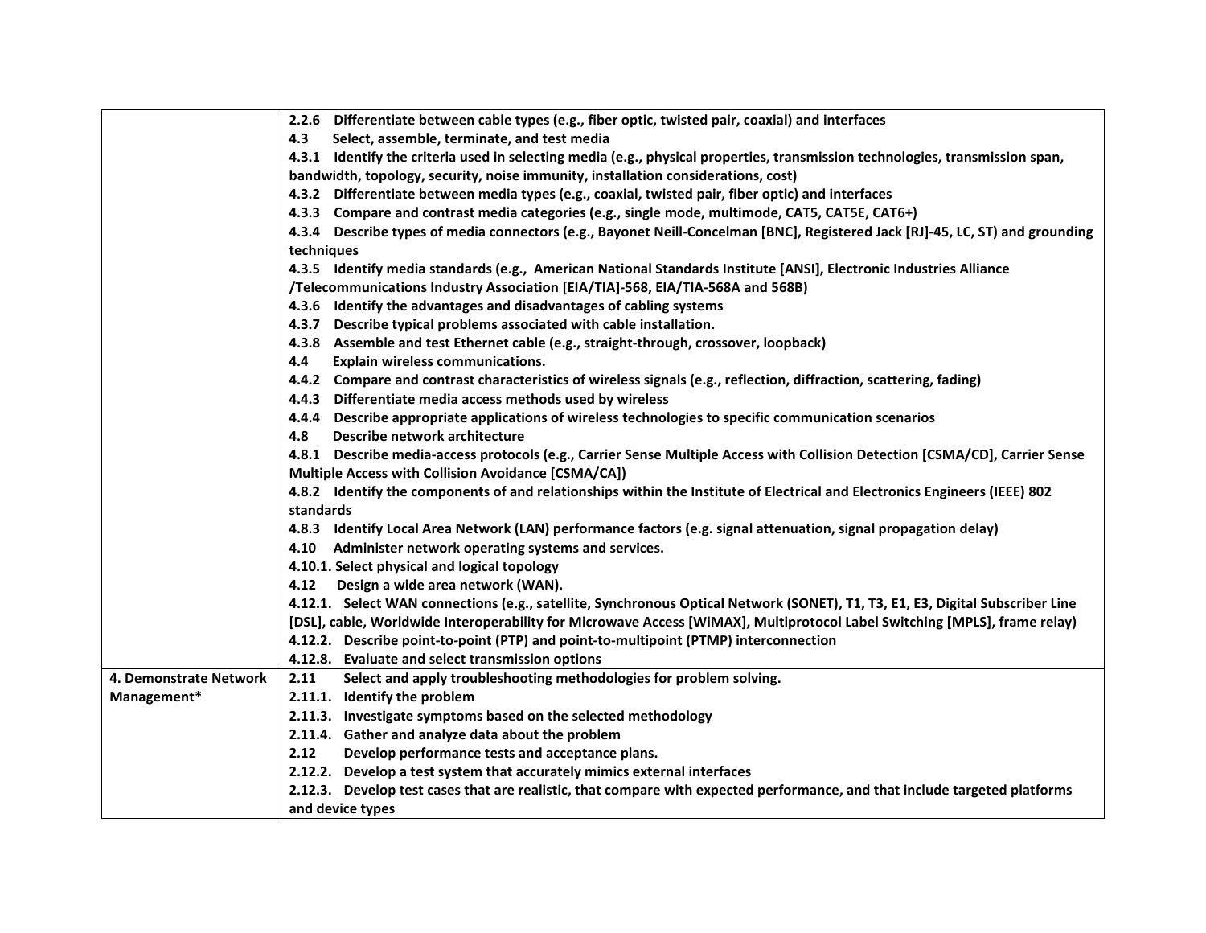| | |
|---|---|
| | **2.2.6 Differentiate between cable types (e.g., fiber optic, twisted pair, coaxial) and interfaces**<br>**4.3 Select, assemble, terminate, and test media**<br>**4.3.1 Identify the criteria used in selecting media (e.g., physical properties, transmission technologies, transmission span, bandwidth, topology, security, noise immunity, installation considerations, cost)**<br>**4.3.2 Differentiate between media types (e.g., coaxial, twisted pair, fiber optic) and interfaces**<br>**4.3.3 Compare and contrast media categories (e.g., single mode, multimode, CAT5, CAT5E, CAT6+)**<br>**4.3.4 Describe types of media connectors (e.g., Bayonet Neill-Concelman [BNC], Registered Jack [RJ]-45, LC, ST) and grounding techniques**<br>**4.3.5 Identify media standards (e.g., American National Standards Institute [ANSI], Electronic Industries Alliance /Telecommunications Industry Association [EIA/TIA]-568, EIA/TIA-568A and 568B)**<br>**4.3.6 Identify the advantages and disadvantages of cabling systems**<br>**4.3.7 Describe typical problems associated with cable installation.**<br>**4.3.8 Assemble and test Ethernet cable (e.g., straight-through, crossover, loopback)**<br>**4.4 Explain wireless communications.**<br>**4.4.2 Compare and contrast characteristics of wireless signals (e.g., reflection, diffraction, scattering, fading)**<br>**4.4.3 Differentiate media access methods used by wireless**<br>**4.4.4 Describe appropriate applications of wireless technologies to specific communication scenarios**<br>**4.8 Describe network architecture**<br>**4.8.1 Describe media-access protocols (e.g., Carrier Sense Multiple Access with Collision Detection [CSMA/CD], Carrier Sense Multiple Access with Collision Avoidance [CSMA/CA])**<br>**4.8.2 Identify the components of and relationships within the Institute of Electrical and Electronics Engineers (IEEE) 802 standards**<br>**4.8.3 Identify Local Area Network (LAN) performance factors (e.g. signal attenuation, signal propagation delay)**<br>**4.10 Administer network operating systems and services.**<br>**4.10.1. Select physical and logical topology**<br>**4.12 Design a wide area network (WAN).**<br>**4.12.1. Select WAN connections (e.g., satellite, Synchronous Optical Network (SONET), T1, T3, E1, E3, Digital Subscriber Line [DSL], cable, Worldwide Interoperability for Microwave Access [WiMAX], Multiprotocol Label Switching [MPLS], frame relay)**<br>**4.12.2. Describe point-to-point (PTP) and point-to-multipoint (PTMP) interconnection**<br>**4.12.8. Evaluate and select transmission options** |
| **4. Demonstrate Network Management*** | **2.11 Select and apply troubleshooting methodologies for problem solving.**<br>**2.11.1. Identify the problem**<br>**2.11.3. Investigate symptoms based on the selected methodology**<br>**2.11.4. Gather and analyze data about the problem**<br>**2.12 Develop performance tests and acceptance plans.**<br>**2.12.2. Develop a test system that accurately mimics external interfaces**<br>**2.12.3. Develop test cases that are realistic, that compare with expected performance, and that include targeted platforms and device types** |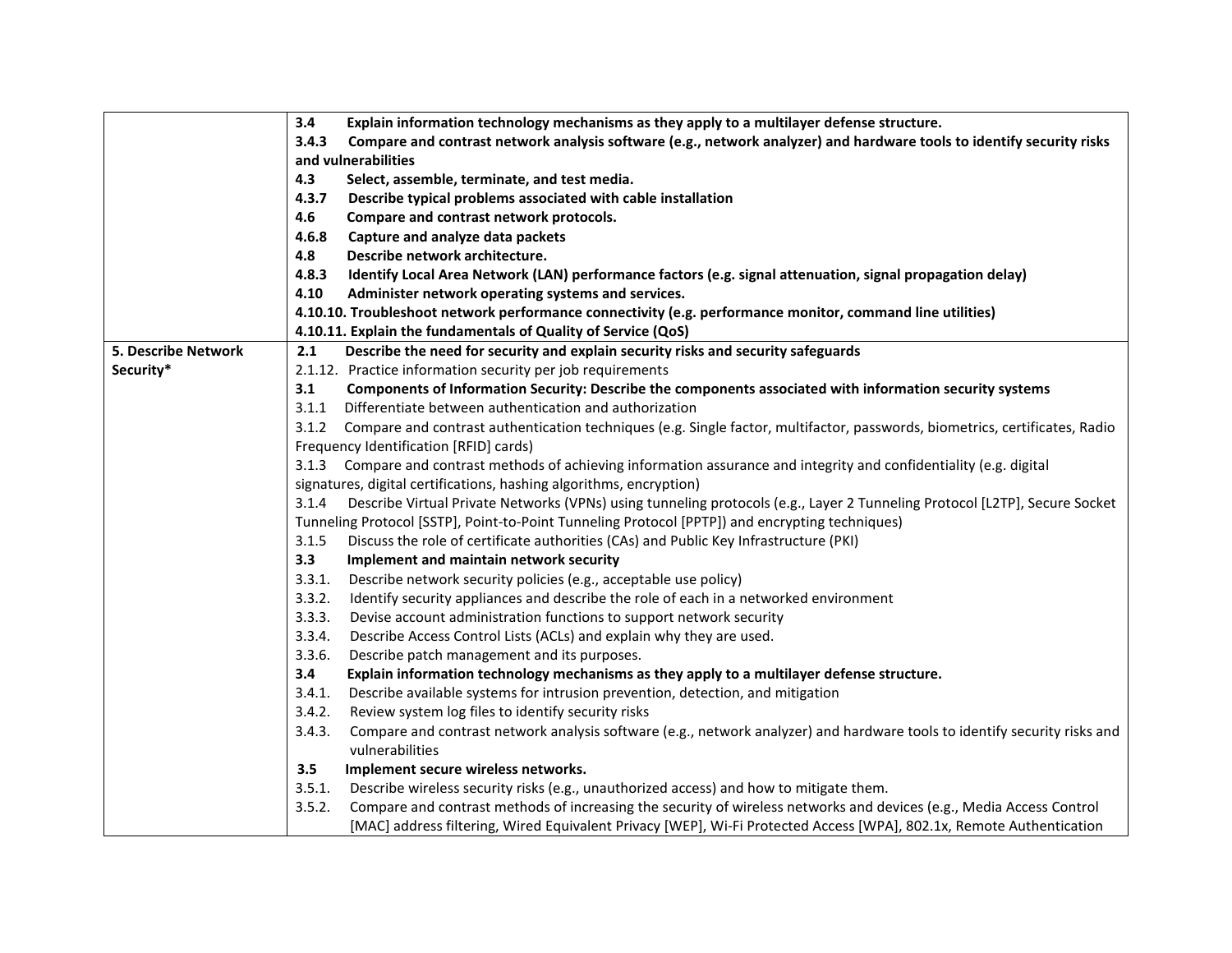| | |
|---|---|
| | **3.4 Explain information technology mechanisms as they apply to a multilayer defense structure.**<br>**3.4.3 Compare and contrast network analysis software (e.g., network analyzer) and hardware tools to identify security risks and vulnerabilities**<br>**4.3 Select, assemble, terminate, and test media.**<br>**4.3.7 Describe typical problems associated with cable installation**<br>**4.6 Compare and contrast network protocols.**<br>**4.6.8 Capture and analyze data packets**<br>**4.8 Describe network architecture.**<br>**4.8.3 Identify Local Area Network (LAN) performance factors (e.g. signal attenuation, signal propagation delay)**<br>**4.10 Administer network operating systems and services.**<br>**4.10.10. Troubleshoot network performance connectivity (e.g. performance monitor, command line utilities)**<br>**4.10.11. Explain the fundamentals of Quality of Service (QoS)** |
| **5. Describe Network Security*** | **2.1 Describe the need for security and explain security risks and security safeguards**<br>2.1.12. Practice information security per job requirements<br>**3.1 Components of Information Security: Describe the components associated with information security systems**<br>3.1.1 Differentiate between authentication and authorization<br>3.1.2 Compare and contrast authentication techniques (e.g. Single factor, multifactor, passwords, biometrics, certificates, Radio Frequency Identification [RFID] cards)<br>3.1.3 Compare and contrast methods of achieving information assurance and integrity and confidentiality (e.g. digital signatures, digital certifications, hashing algorithms, encryption)<br>3.1.4 Describe Virtual Private Networks (VPNs) using tunneling protocols (e.g., Layer 2 Tunneling Protocol [L2TP], Secure Socket Tunneling Protocol [SSTP], Point-to-Point Tunneling Protocol [PPTP]) and encrypting techniques)<br>3.1.5 Discuss the role of certificate authorities (CAs) and Public Key Infrastructure (PKI)<br>**3.3 Implement and maintain network security**<br>3.3.1. Describe network security policies (e.g., acceptable use policy)<br>3.3.2. Identify security appliances and describe the role of each in a networked environment<br>3.3.3. Devise account administration functions to support network security<br>3.3.4. Describe Access Control Lists (ACLs) and explain why they are used.<br>3.3.6. Describe patch management and its purposes.<br>**3.4 Explain information technology mechanisms as they apply to a multilayer defense structure.**<br>3.4.1. Describe available systems for intrusion prevention, detection, and mitigation<br>3.4.2. Review system log files to identify security risks<br>3.4.3. Compare and contrast network analysis software (e.g., network analyzer) and hardware tools to identify security risks and vulnerabilities<br>**3.5 Implement secure wireless networks.**<br>3.5.1. Describe wireless security risks (e.g., unauthorized access) and how to mitigate them.<br>3.5.2. Compare and contrast methods of increasing the security of wireless networks and devices (e.g., Media Access Control [MAC] address filtering, Wired Equivalent Privacy [WEP], Wi-Fi Protected Access [WPA], 802.1x, Remote Authentication |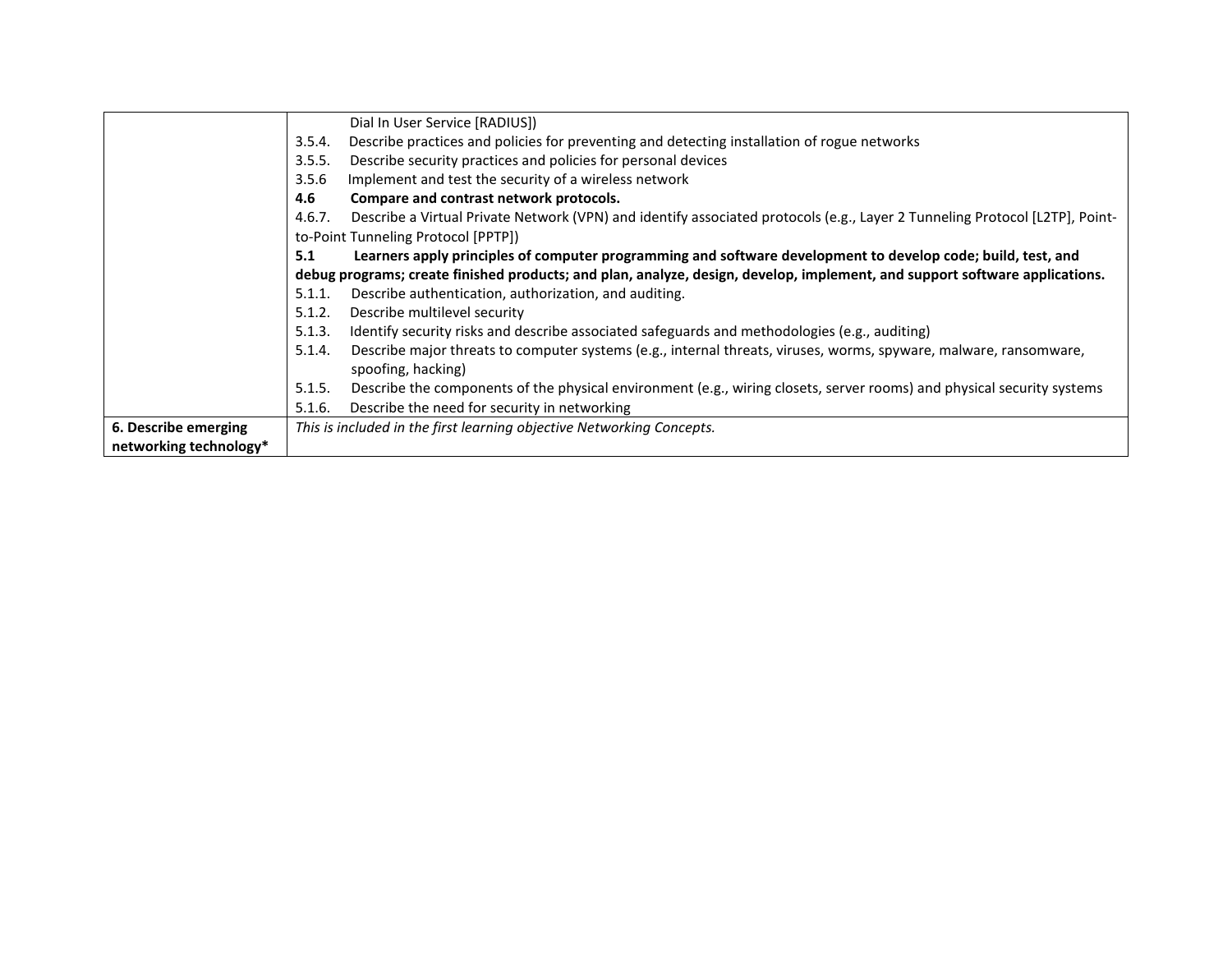| | |
|---|---|
| | Dial In User Service [RADIUS])<br>3.5.4. Describe practices and policies for preventing and detecting installation of rogue networks<br>3.5.5. Describe security practices and policies for personal devices<br>3.5.6 Implement and test the security of a wireless network<br>**4.6 Compare and contrast network protocols.**<br>4.6.7. Describe a Virtual Private Network (VPN) and identify associated protocols (e.g., Layer 2 Tunneling Protocol [L2TP], Point-to-Point Tunneling Protocol [PPTP])<br>**5.1 Learners apply principles of computer programming and software development to develop code; build, test, and debug programs; create finished products; and plan, analyze, design, develop, implement, and support software applications.**<br>5.1.1. Describe authentication, authorization, and auditing.<br>5.1.2. Describe multilevel security<br>5.1.3. Identify security risks and describe associated safeguards and methodologies (e.g., auditing)<br>5.1.4. Describe major threats to computer systems (e.g., internal threats, viruses, worms, spyware, malware, ransomware, spoofing, hacking)<br>5.1.5. Describe the components of the physical environment (e.g., wiring closets, server rooms) and physical security systems<br>5.1.6. Describe the need for security in networking |
| **6. Describe emerging networking technology*** | *This is included in the first learning objective Networking Concepts.* |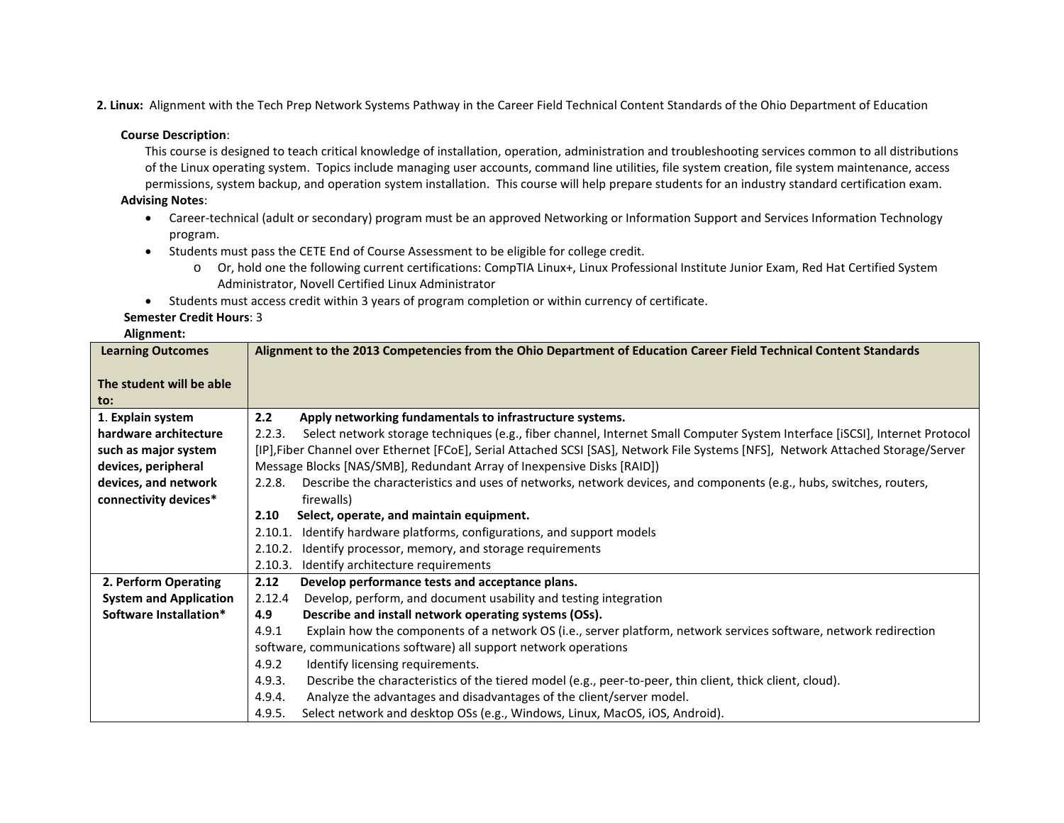**2. Linux:** Alignment with the Tech Prep Network Systems Pathway in the Career Field Technical Content Standards of the Ohio Department of Education

**Course Description**:

This course is designed to teach critical knowledge of installation, operation, administration and troubleshooting services common to all distributions of the Linux operating system. Topics include managing user accounts, command line utilities, file system creation, file system maintenance, access permissions, system backup, and operation system installation. This course will help prepare students for an industry standard certification exam.

**Advising Notes**:

- Career-technical (adult or secondary) program must be an approved Networking or Information Support and Services Information Technology program.
- Students must pass the CETE End of Course Assessment to be eligible for college credit.
    - Or, hold one the following current certifications: CompTIA Linux+, Linux Professional Institute Junior Exam, Red Hat Certified System Administrator, Novell Certified Linux Administrator
- Students must access credit within 3 years of program completion or within currency of certificate.

**Semester Credit Hours**: 3

**Alignment:**

| **Learning Outcomes**<br><br>**The student will be able to:** | **Alignment to the 2013 Competencies from the Ohio Department of Education Career Field Technical Content Standards** |
|---|---|
| **1. Explain system hardware architecture such as major system devices, peripheral devices, and network connectivity devices*** | **2.2 Apply networking fundamentals to infrastructure systems.**<br>2.2.3. Select network storage techniques (e.g., fiber channel, Internet Small Computer System Interface [iSCSI], Internet Protocol [IP],Fiber Channel over Ethernet [FCoE], Serial Attached SCSI [SAS], Network File Systems [NFS], Network Attached Storage/Server Message Blocks [NAS/SMB], Redundant Array of Inexpensive Disks [RAID])<br>2.2.8. Describe the characteristics and uses of networks, network devices, and components (e.g., hubs, switches, routers, firewalls)<br>**2.10 Select, operate, and maintain equipment.**<br>2.10.1. Identify hardware platforms, configurations, and support models<br>2.10.2. Identify processor, memory, and storage requirements<br>2.10.3. Identify architecture requirements |
| **2. Perform Operating System and Application Software Installation*** | **2.12 Develop performance tests and acceptance plans.**<br>2.12.4 Develop, perform, and document usability and testing integration<br>**4.9 Describe and install network operating systems (OSs).**<br>4.9.1 Explain how the components of a network OS (i.e., server platform, network services software, network redirection software, communications software) all support network operations<br>4.9.2 Identify licensing requirements.<br>4.9.3. Describe the characteristics of the tiered model (e.g., peer-to-peer, thin client, thick client, cloud).<br>4.9.4. Analyze the advantages and disadvantages of the client/server model.<br>4.9.5. Select network and desktop OSs (e.g., Windows, Linux, MacOS, iOS, Android). |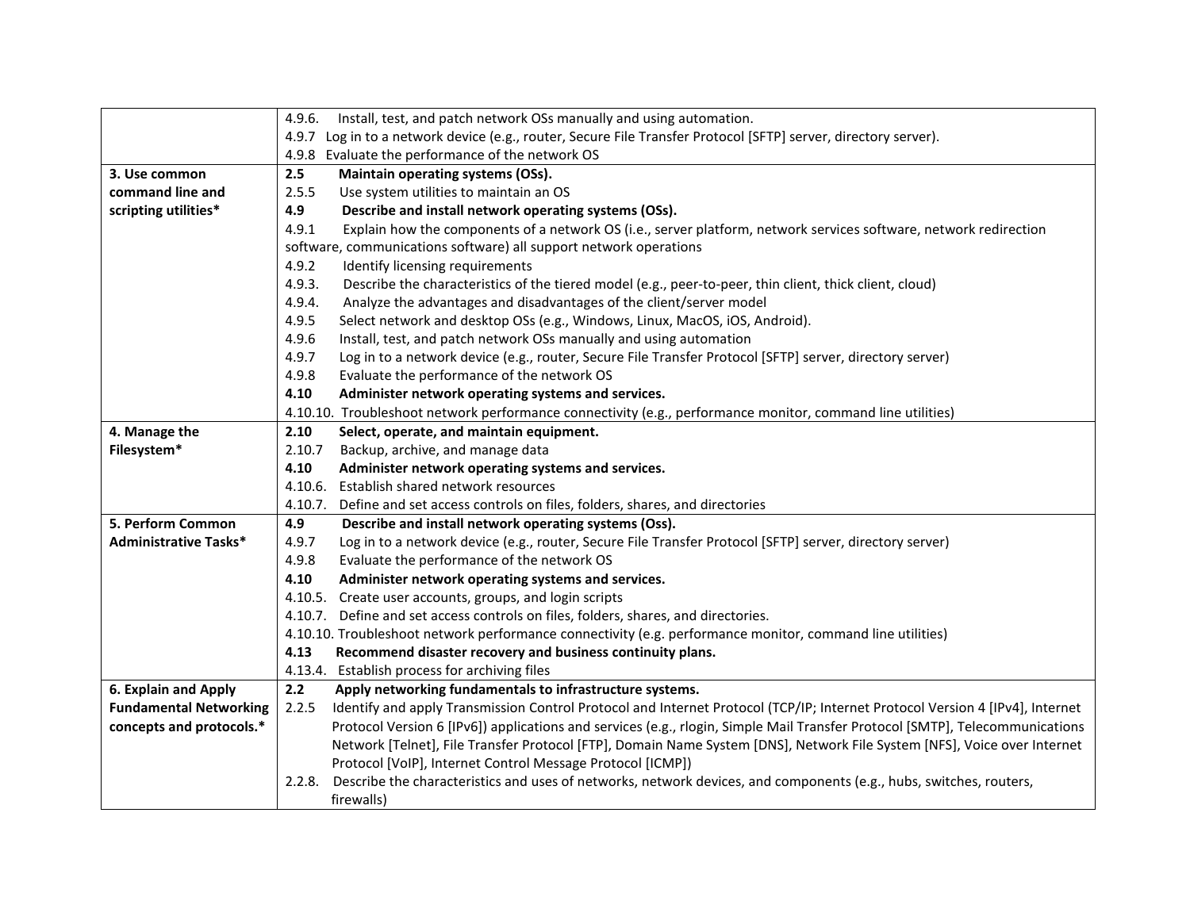| | |
|---|---|
| | 4.9.6. Install, test, and patch network OSs manually and using automation.<br>4.9.7 Log in to a network device (e.g., router, Secure File Transfer Protocol [SFTP] server, directory server).<br>4.9.8 Evaluate the performance of the network OS |
| **3. Use common command line and scripting utilities*** | **2.5 Maintain operating systems (OSs).**<br>2.5.5 Use system utilities to maintain an OS<br>**4.9 Describe and install network operating systems (OSs).**<br>4.9.1 Explain how the components of a network OS (i.e., server platform, network services software, network redirection software, communications software) all support network operations<br>4.9.2 Identify licensing requirements<br>4.9.3. Describe the characteristics of the tiered model (e.g., peer-to-peer, thin client, thick client, cloud)<br>4.9.4. Analyze the advantages and disadvantages of the client/server model<br>4.9.5 Select network and desktop OSs (e.g., Windows, Linux, MacOS, iOS, Android).<br>4.9.6 Install, test, and patch network OSs manually and using automation<br>4.9.7 Log in to a network device (e.g., router, Secure File Transfer Protocol [SFTP] server, directory server)<br>4.9.8 Evaluate the performance of the network OS<br>**4.10 Administer network operating systems and services.**<br>4.10.10. Troubleshoot network performance connectivity (e.g., performance monitor, command line utilities) |
| **4. Manage the Filesystem*** | **2.10 Select, operate, and maintain equipment.**<br>2.10.7 Backup, archive, and manage data<br>**4.10 Administer network operating systems and services.**<br>4.10.6. Establish shared network resources<br>4.10.7. Define and set access controls on files, folders, shares, and directories |
| **5. Perform Common Administrative Tasks*** | **4.9 Describe and install network operating systems (Oss).**<br>4.9.7 Log in to a network device (e.g., router, Secure File Transfer Protocol [SFTP] server, directory server)<br>4.9.8 Evaluate the performance of the network OS<br>**4.10 Administer network operating systems and services.**<br>4.10.5. Create user accounts, groups, and login scripts<br>4.10.7. Define and set access controls on files, folders, shares, and directories.<br>4.10.10. Troubleshoot network performance connectivity (e.g. performance monitor, command line utilities)<br>**4.13 Recommend disaster recovery and business continuity plans.**<br>4.13.4. Establish process for archiving files |
| **6. Explain and Apply Fundamental Networking concepts and protocols.*** | **2.2 Apply networking fundamentals to infrastructure systems.**<br>2.2.5 Identify and apply Transmission Control Protocol and Internet Protocol (TCP/IP; Internet Protocol Version 4 [IPv4], Internet Protocol Version 6 [IPv6]) applications and services (e.g., rlogin, Simple Mail Transfer Protocol [SMTP], Telecommunications Network [Telnet], File Transfer Protocol [FTP], Domain Name System [DNS], Network File System [NFS], Voice over Internet Protocol [VoIP], Internet Control Message Protocol [ICMP])<br>2.2.8. Describe the characteristics and uses of networks, network devices, and components (e.g., hubs, switches, routers, firewalls) |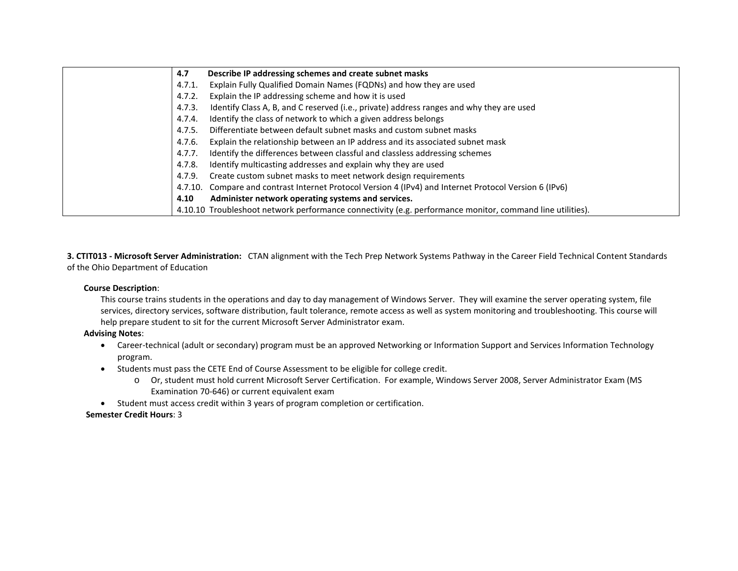| | |
|---|---|
| | **4.7 Describe IP addressing schemes and create subnet masks**<br>4.7.1. Explain Fully Qualified Domain Names (FQDNs) and how they are used<br>4.7.2. Explain the IP addressing scheme and how it is used<br>4.7.3. Identify Class A, B, and C reserved (i.e., private) address ranges and why they are used<br>4.7.4. Identify the class of network to which a given address belongs<br>4.7.5. Differentiate between default subnet masks and custom subnet masks<br>4.7.6. Explain the relationship between an IP address and its associated subnet mask<br>4.7.7. Identify the differences between classful and classless addressing schemes<br>4.7.8. Identify multicasting addresses and explain why they are used<br>4.7.9. Create custom subnet masks to meet network design requirements<br>4.7.10. Compare and contrast Internet Protocol Version 4 (IPv4) and Internet Protocol Version 6 (IPv6)<br>**4.10 Administer network operating systems and services.**<br>4.10.10 Troubleshoot network performance connectivity (e.g. performance monitor, command line utilities). |

**3. CTIT013 - Microsoft Server Administration:** CTAN alignment with the Tech Prep Network Systems Pathway in the Career Field Technical Content Standards of the Ohio Department of Education

**Course Description**:

This course trains students in the operations and day to day management of Windows Server. They will examine the server operating system, file services, directory services, software distribution, fault tolerance, remote access as well as system monitoring and troubleshooting. This course will help prepare student to sit for the current Microsoft Server Administrator exam.

**Advising Notes**:

- Career-technical (adult or secondary) program must be an approved Networking or Information Support and Services Information Technology program.
- Students must pass the CETE End of Course Assessment to be eligible for college credit.
    - Or, student must hold current Microsoft Server Certification. For example, Windows Server 2008, Server Administrator Exam (MS Examination 70-646) or current equivalent exam
- Student must access credit within 3 years of program completion or certification.

**Semester Credit Hours**: 3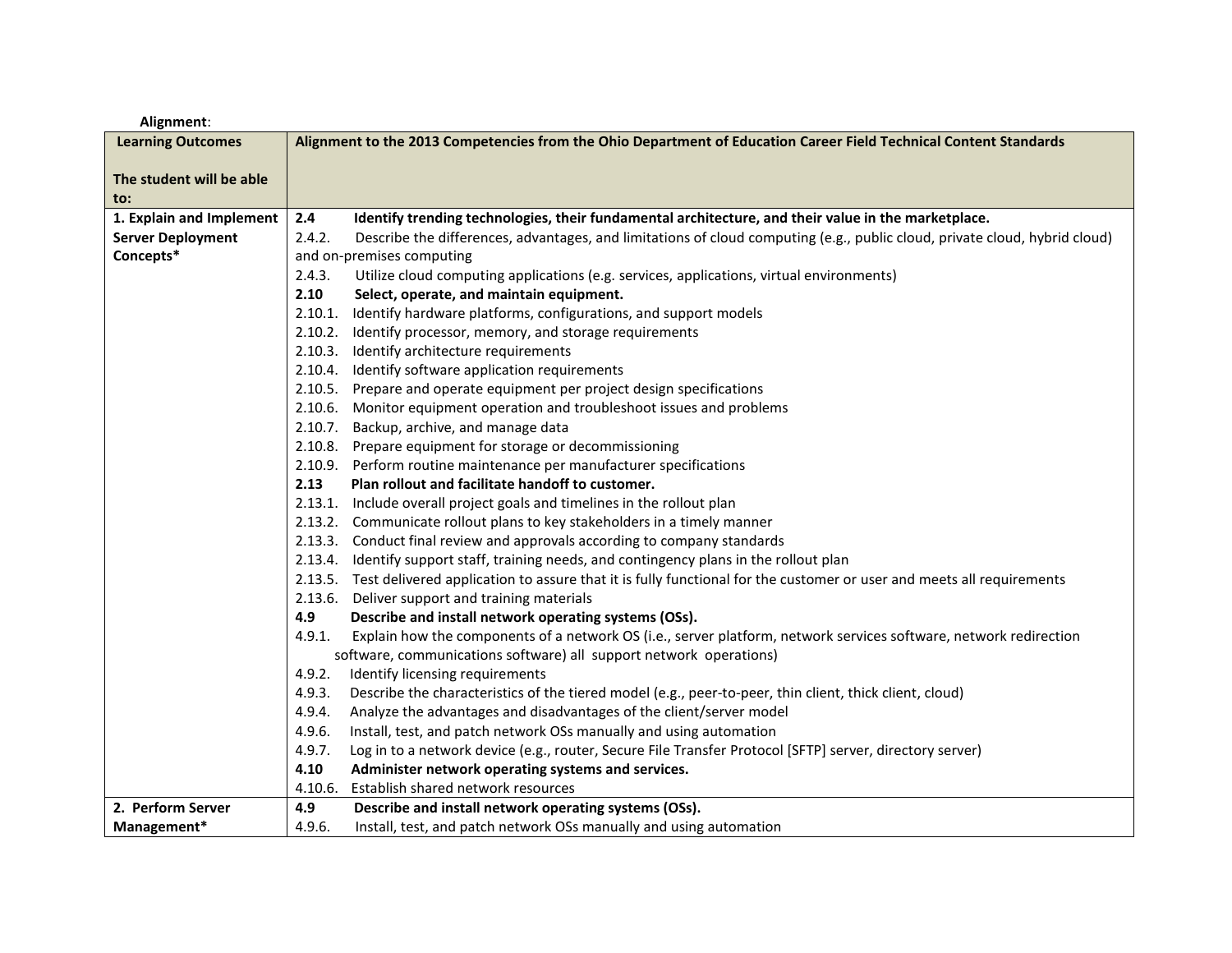**Alignment**:

| Learning Outcomes<br><br>The student will be able to: | Alignment to the 2013 Competencies from the Ohio Department of Education Career Field Technical Content Standards |
|---|---|
| **1. Explain and Implement Server Deployment Concepts*** | **2.4 Identify trending technologies, their fundamental architecture, and their value in the marketplace.**<br>2.4.2. Describe the differences, advantages, and limitations of cloud computing (e.g., public cloud, private cloud, hybrid cloud) and on-premises computing<br>2.4.3. Utilize cloud computing applications (e.g. services, applications, virtual environments)<br>**2.10 Select, operate, and maintain equipment.**<br>2.10.1. Identify hardware platforms, configurations, and support models<br>2.10.2. Identify processor, memory, and storage requirements<br>2.10.3. Identify architecture requirements<br>2.10.4. Identify software application requirements<br>2.10.5. Prepare and operate equipment per project design specifications<br>2.10.6. Monitor equipment operation and troubleshoot issues and problems<br>2.10.7. Backup, archive, and manage data<br>2.10.8. Prepare equipment for storage or decommissioning<br>2.10.9. Perform routine maintenance per manufacturer specifications<br>**2.13 Plan rollout and facilitate handoff to customer.**<br>2.13.1. Include overall project goals and timelines in the rollout plan<br>2.13.2. Communicate rollout plans to key stakeholders in a timely manner<br>2.13.3. Conduct final review and approvals according to company standards<br>2.13.4. Identify support staff, training needs, and contingency plans in the rollout plan<br>2.13.5. Test delivered application to assure that it is fully functional for the customer or user and meets all requirements<br>2.13.6. Deliver support and training materials<br>**4.9 Describe and install network operating systems (OSs).**<br>4.9.1. Explain how the components of a network OS (i.e., server platform, network services software, network redirection software, communications software) all support network operations)<br>4.9.2. Identify licensing requirements<br>4.9.3. Describe the characteristics of the tiered model (e.g., peer-to-peer, thin client, thick client, cloud)<br>4.9.4. Analyze the advantages and disadvantages of the client/server model<br>4.9.6. Install, test, and patch network OSs manually and using automation<br>4.9.7. Log in to a network device (e.g., router, Secure File Transfer Protocol [SFTP] server, directory server)<br>**4.10 Administer network operating systems and services.**<br>4.10.6. Establish shared network resources |
| **2. Perform Server Management*** | **4.9 Describe and install network operating systems (OSs).**<br>4.9.6. Install, test, and patch network OSs manually and using automation |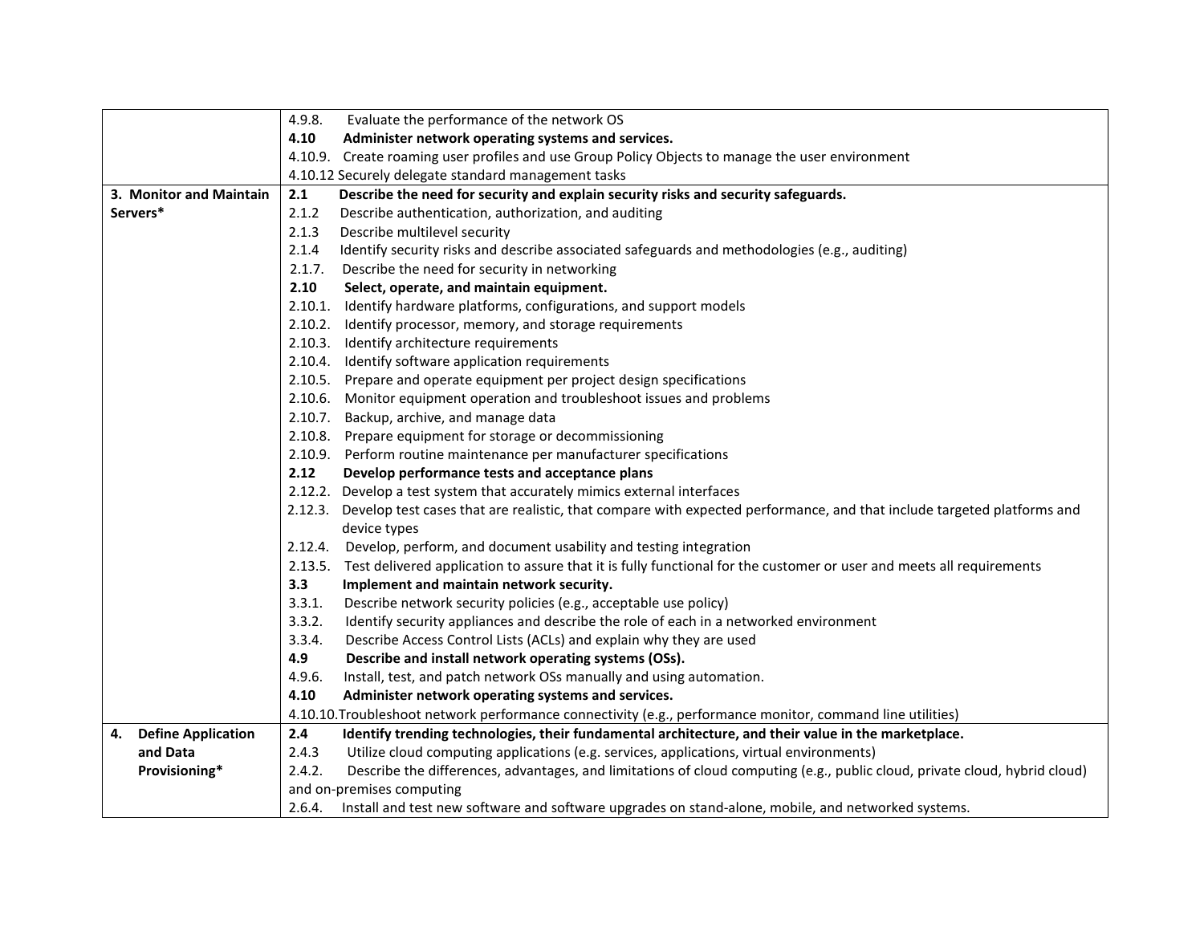| | |
|---|---|
| | 4.9.8. Evaluate the performance of the network OS<br>**4.10 Administer network operating systems and services.**<br>4.10.9. Create roaming user profiles and use Group Policy Objects to manage the user environment<br>4.10.12 Securely delegate standard management tasks |
| **3. Monitor and Maintain Servers*** | **2.1 Describe the need for security and explain security risks and security safeguards.**<br>2.1.2 Describe authentication, authorization, and auditing<br>2.1.3 Describe multilevel security<br>2.1.4 Identify security risks and describe associated safeguards and methodologies (e.g., auditing)<br>2.1.7. Describe the need for security in networking<br>**2.10 Select, operate, and maintain equipment.**<br>2.10.1. Identify hardware platforms, configurations, and support models<br>2.10.2. Identify processor, memory, and storage requirements<br>2.10.3. Identify architecture requirements<br>2.10.4. Identify software application requirements<br>2.10.5. Prepare and operate equipment per project design specifications<br>2.10.6. Monitor equipment operation and troubleshoot issues and problems<br>2.10.7. Backup, archive, and manage data<br>2.10.8. Prepare equipment for storage or decommissioning<br>2.10.9. Perform routine maintenance per manufacturer specifications<br>**2.12 Develop performance tests and acceptance plans**<br>2.12.2. Develop a test system that accurately mimics external interfaces<br>2.12.3. Develop test cases that are realistic, that compare with expected performance, and that include targeted platforms and device types<br>2.12.4. Develop, perform, and document usability and testing integration<br>2.13.5. Test delivered application to assure that it is fully functional for the customer or user and meets all requirements<br>**3.3 Implement and maintain network security.**<br>3.3.1. Describe network security policies (e.g., acceptable use policy)<br>3.3.2. Identify security appliances and describe the role of each in a networked environment<br>3.3.4. Describe Access Control Lists (ACLs) and explain why they are used<br>**4.9 Describe and install network operating systems (OSs).**<br>4.9.6. Install, test, and patch network OSs manually and using automation.<br>**4.10 Administer network operating systems and services.**<br>4.10.10.Troubleshoot network performance connectivity (e.g., performance monitor, command line utilities) |
| **4. Define Application and Data Provisioning*** | **2.4 Identify trending technologies, their fundamental architecture, and their value in the marketplace.**<br>2.4.3 Utilize cloud computing applications (e.g. services, applications, virtual environments)<br>2.4.2. Describe the differences, advantages, and limitations of cloud computing (e.g., public cloud, private cloud, hybrid cloud) and on-premises computing<br>2.6.4. Install and test new software and software upgrades on stand-alone, mobile, and networked systems. |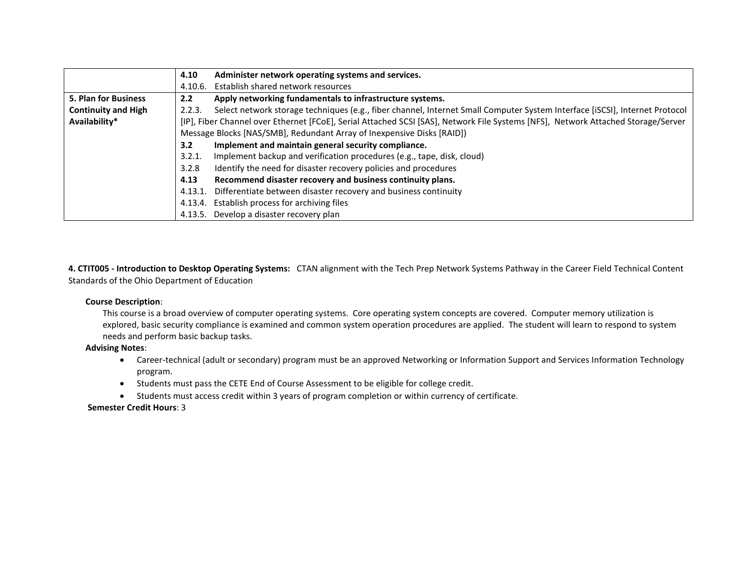| | |
|---|---|
| | **4.10 Administer network operating systems and services.**<br>4.10.6. Establish shared network resources |
| **5. Plan for Business Continuity and High Availability*** | **2.2 Apply networking fundamentals to infrastructure systems.**<br>2.2.3. Select network storage techniques (e.g., fiber channel, Internet Small Computer System Interface [iSCSI], Internet Protocol [IP], Fiber Channel over Ethernet [FCoE], Serial Attached SCSI [SAS], Network File Systems [NFS], Network Attached Storage/Server Message Blocks [NAS/SMB], Redundant Array of Inexpensive Disks [RAID])<br>**3.2 Implement and maintain general security compliance.**<br>3.2.1. Implement backup and verification procedures (e.g., tape, disk, cloud)<br>3.2.8 Identify the need for disaster recovery policies and procedures<br>**4.13 Recommend disaster recovery and business continuity plans.**<br>4.13.1. Differentiate between disaster recovery and business continuity<br>4.13.4. Establish process for archiving files<br>4.13.5. Develop a disaster recovery plan |

**4. CTIT005 - Introduction to Desktop Operating Systems:** CTAN alignment with the Tech Prep Network Systems Pathway in the Career Field Technical Content Standards of the Ohio Department of Education

**Course Description**:

This course is a broad overview of computer operating systems. Core operating system concepts are covered. Computer memory utilization is explored, basic security compliance is examined and common system operation procedures are applied. The student will learn to respond to system needs and perform basic backup tasks.

**Advising Notes**:

- Career-technical (adult or secondary) program must be an approved Networking or Information Support and Services Information Technology program.
- Students must pass the CETE End of Course Assessment to be eligible for college credit.
- Students must access credit within 3 years of program completion or within currency of certificate.

**Semester Credit Hours**: 3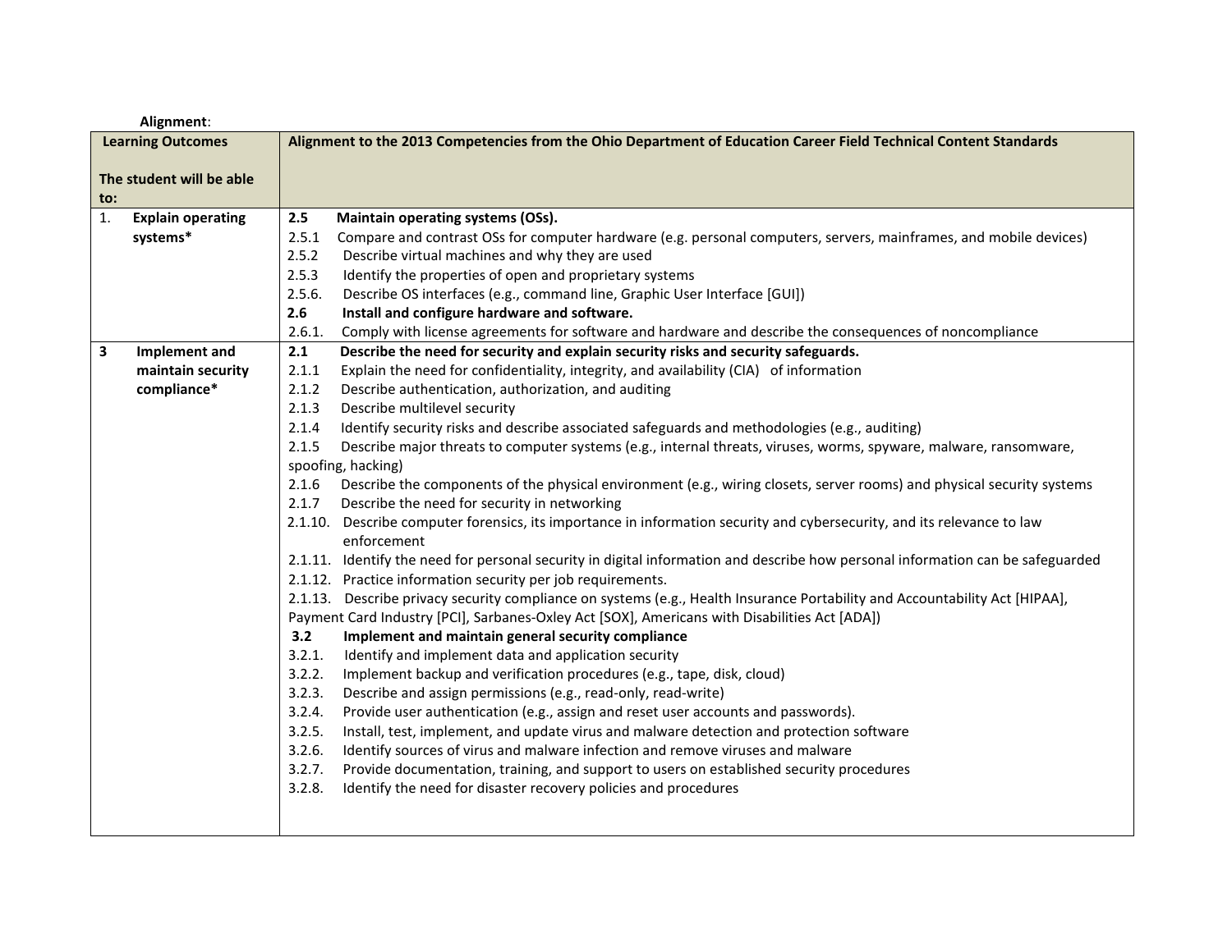**Alignment**:

| Learning Outcomes<br><br>The student will be able to: | Alignment to the 2013 Competencies from the Ohio Department of Education Career Field Technical Content Standards |
|---|---|
| 1. **Explain operating systems*** | **2.5 Maintain operating systems (OSs).**<br>2.5.1 Compare and contrast OSs for computer hardware (e.g. personal computers, servers, mainframes, and mobile devices)<br>2.5.2 Describe virtual machines and why they are used<br>2.5.3 Identify the properties of open and proprietary systems<br>2.5.6. Describe OS interfaces (e.g., command line, Graphic User Interface [GUI])<br>**2.6 Install and configure hardware and software.**<br>2.6.1. Comply with license agreements for software and hardware and describe the consequences of noncompliance |
| **3 Implement and maintain security compliance*** | **2.1 Describe the need for security and explain security risks and security safeguards.**<br>2.1.1 Explain the need for confidentiality, integrity, and availability (CIA) of information<br>2.1.2 Describe authentication, authorization, and auditing<br>2.1.3 Describe multilevel security<br>2.1.4 Identify security risks and describe associated safeguards and methodologies (e.g., auditing)<br>2.1.5 Describe major threats to computer systems (e.g., internal threats, viruses, worms, spyware, malware, ransomware, spoofing, hacking)<br>2.1.6 Describe the components of the physical environment (e.g., wiring closets, server rooms) and physical security systems<br>2.1.7 Describe the need for security in networking<br>2.1.10. Describe computer forensics, its importance in information security and cybersecurity, and its relevance to law enforcement<br>2.1.11. Identify the need for personal security in digital information and describe how personal information can be safeguarded<br>2.1.12. Practice information security per job requirements.<br>2.1.13. Describe privacy security compliance on systems (e.g., Health Insurance Portability and Accountability Act [HIPAA], Payment Card Industry [PCI], Sarbanes-Oxley Act [SOX], Americans with Disabilities Act [ADA])<br>**3.2 Implement and maintain general security compliance**<br>3.2.1. Identify and implement data and application security<br>3.2.2. Implement backup and verification procedures (e.g., tape, disk, cloud)<br>3.2.3. Describe and assign permissions (e.g., read-only, read-write)<br>3.2.4. Provide user authentication (e.g., assign and reset user accounts and passwords).<br>3.2.5. Install, test, implement, and update virus and malware detection and protection software<br>3.2.6. Identify sources of virus and malware infection and remove viruses and malware<br>3.2.7. Provide documentation, training, and support to users on established security procedures<br>3.2.8. Identify the need for disaster recovery policies and procedures |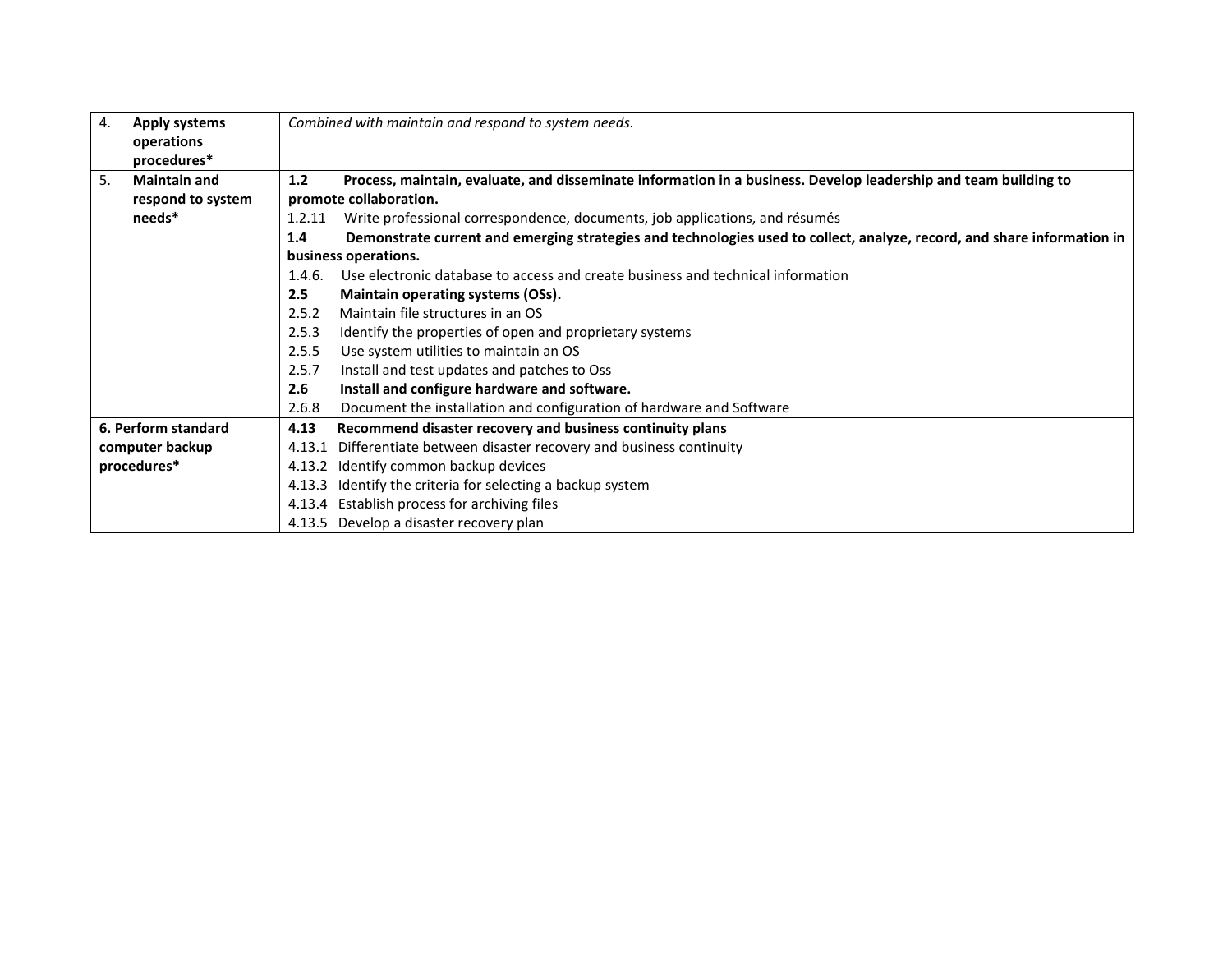| | |
|---|---|
| 4. **Apply systems operations procedures*** | *Combined with maintain and respond to system needs.* |
| 5. **Maintain and respond to system needs*** | **1.2 Process, maintain, evaluate, and disseminate information in a business. Develop leadership and team building to promote collaboration.**<br>1.2.11 Write professional correspondence, documents, job applications, and résumés<br>**1.4 Demonstrate current and emerging strategies and technologies used to collect, analyze, record, and share information in business operations.**<br>1.4.6. Use electronic database to access and create business and technical information<br>**2.5 Maintain operating systems (OSs).**<br>2.5.2 Maintain file structures in an OS<br>2.5.3 Identify the properties of open and proprietary systems<br>2.5.5 Use system utilities to maintain an OS<br>2.5.7 Install and test updates and patches to Oss<br>**2.6 Install and configure hardware and software.**<br>2.6.8 Document the installation and configuration of hardware and Software |
| **6. Perform standard computer backup procedures*** | **4.13 Recommend disaster recovery and business continuity plans**<br>4.13.1 Differentiate between disaster recovery and business continuity<br>4.13.2 Identify common backup devices<br>4.13.3 Identify the criteria for selecting a backup system<br>4.13.4 Establish process for archiving files<br>4.13.5 Develop a disaster recovery plan |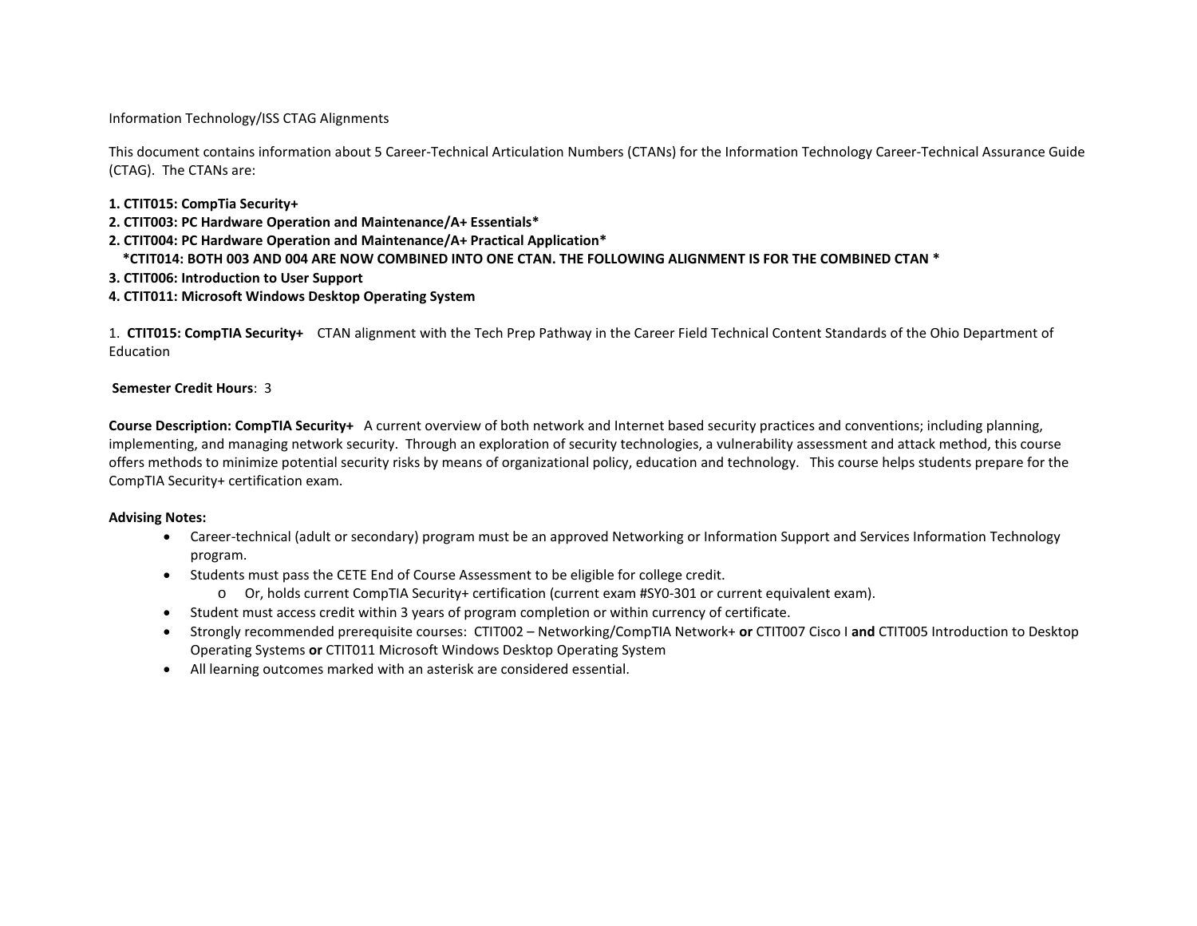Information Technology/ISS CTAG Alignments

This document contains information about 5 Career-Technical Articulation Numbers (CTANs) for the Information Technology Career-Technical Assurance Guide (CTAG). The CTANs are:

**1. CTIT015: CompTia Security+**
**2. CTIT003: PC Hardware Operation and Maintenance/A+ Essentials***
**2. CTIT004: PC Hardware Operation and Maintenance/A+ Practical Application***
**\*CTIT014: BOTH 003 AND 004 ARE NOW COMBINED INTO ONE CTAN. THE FOLLOWING ALIGNMENT IS FOR THE COMBINED CTAN ***
**3. CTIT006: Introduction to User Support**
**4. CTIT011: Microsoft Windows Desktop Operating System**

1. **CTIT015: CompTIA Security+** CTAN alignment with the Tech Prep Pathway in the Career Field Technical Content Standards of the Ohio Department of Education

**Semester Credit Hours**: 3

**Course Description: CompTIA Security+** A current overview of both network and Internet based security practices and conventions; including planning, implementing, and managing network security. Through an exploration of security technologies, a vulnerability assessment and attack method, this course offers methods to minimize potential security risks by means of organizational policy, education and technology. This course helps students prepare for the CompTIA Security+ certification exam.

**Advising Notes:**

- Career-technical (adult or secondary) program must be an approved Networking or Information Support and Services Information Technology program.
- Students must pass the CETE End of Course Assessment to be eligible for college credit.
    - Or, holds current CompTIA Security+ certification (current exam #SY0-301 or current equivalent exam).
- Student must access credit within 3 years of program completion or within currency of certificate.
- Strongly recommended prerequisite courses: CTIT002 – Networking/CompTIA Network+ **or** CTIT007 Cisco I **and** CTIT005 Introduction to Desktop Operating Systems **or** CTIT011 Microsoft Windows Desktop Operating System
- All learning outcomes marked with an asterisk are considered essential.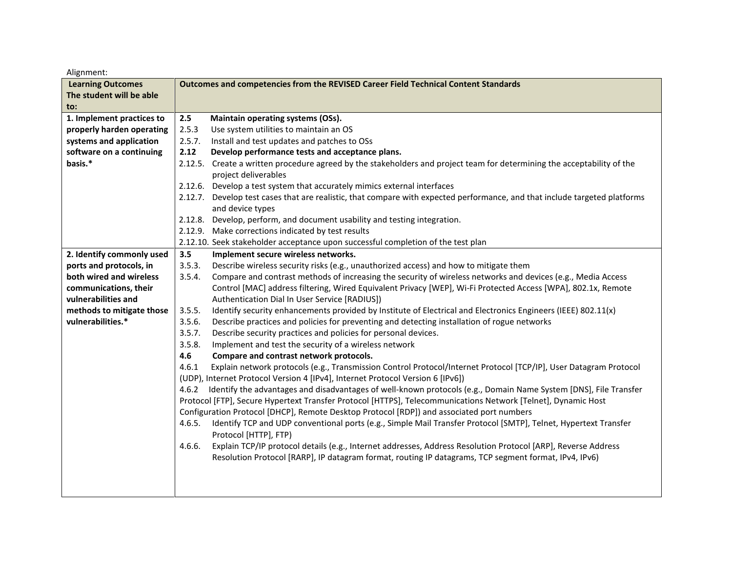Alignment:

| **Learning Outcomes The student will be able to:** | **Outcomes and competencies from the REVISED Career Field Technical Content Standards** |
|---|---|
| **1. Implement practices to properly harden operating systems and application software on a continuing basis.*** | **2.5 Maintain operating systems (OSs).**<br>2.5.3 Use system utilities to maintain an OS<br>2.5.7. Install and test updates and patches to OSs<br>**2.12 Develop performance tests and acceptance plans.**<br>2.12.5. Create a written procedure agreed by the stakeholders and project team for determining the acceptability of the project deliverables<br>2.12.6. Develop a test system that accurately mimics external interfaces<br>2.12.7. Develop test cases that are realistic, that compare with expected performance, and that include targeted platforms and device types<br>2.12.8. Develop, perform, and document usability and testing integration.<br>2.12.9. Make corrections indicated by test results<br>2.12.10. Seek stakeholder acceptance upon successful completion of the test plan |
| **2. Identify commonly used ports and protocols, in both wired and wireless communications, their vulnerabilities and methods to mitigate those vulnerabilities.*** | **3.5 Implement secure wireless networks.**<br>3.5.3. Describe wireless security risks (e.g., unauthorized access) and how to mitigate them<br>3.5.4. Compare and contrast methods of increasing the security of wireless networks and devices (e.g., Media Access Control [MAC] address filtering, Wired Equivalent Privacy [WEP], Wi-Fi Protected Access [WPA], 802.1x, Remote Authentication Dial In User Service [RADIUS])<br>3.5.5. Identify security enhancements provided by Institute of Electrical and Electronics Engineers (IEEE) 802.11(x)<br>3.5.6. Describe practices and policies for preventing and detecting installation of rogue networks<br>3.5.7. Describe security practices and policies for personal devices.<br>3.5.8. Implement and test the security of a wireless network<br>**4.6 Compare and contrast network protocols.**<br>4.6.1 Explain network protocols (e.g., Transmission Control Protocol/Internet Protocol [TCP/IP], User Datagram Protocol (UDP), Internet Protocol Version 4 [IPv4], Internet Protocol Version 6 [IPv6])<br>4.6.2 Identify the advantages and disadvantages of well-known protocols (e.g., Domain Name System [DNS], File Transfer Protocol [FTP], Secure Hypertext Transfer Protocol [HTTPS], Telecommunications Network [Telnet], Dynamic Host Configuration Protocol [DHCP], Remote Desktop Protocol [RDP]) and associated port numbers<br>4.6.5. Identify TCP and UDP conventional ports (e.g., Simple Mail Transfer Protocol [SMTP], Telnet, Hypertext Transfer Protocol [HTTP], FTP)<br>4.6.6. Explain TCP/IP protocol details (e.g., Internet addresses, Address Resolution Protocol [ARP], Reverse Address Resolution Protocol [RARP], IP datagram format, routing IP datagrams, TCP segment format, IPv4, IPv6) |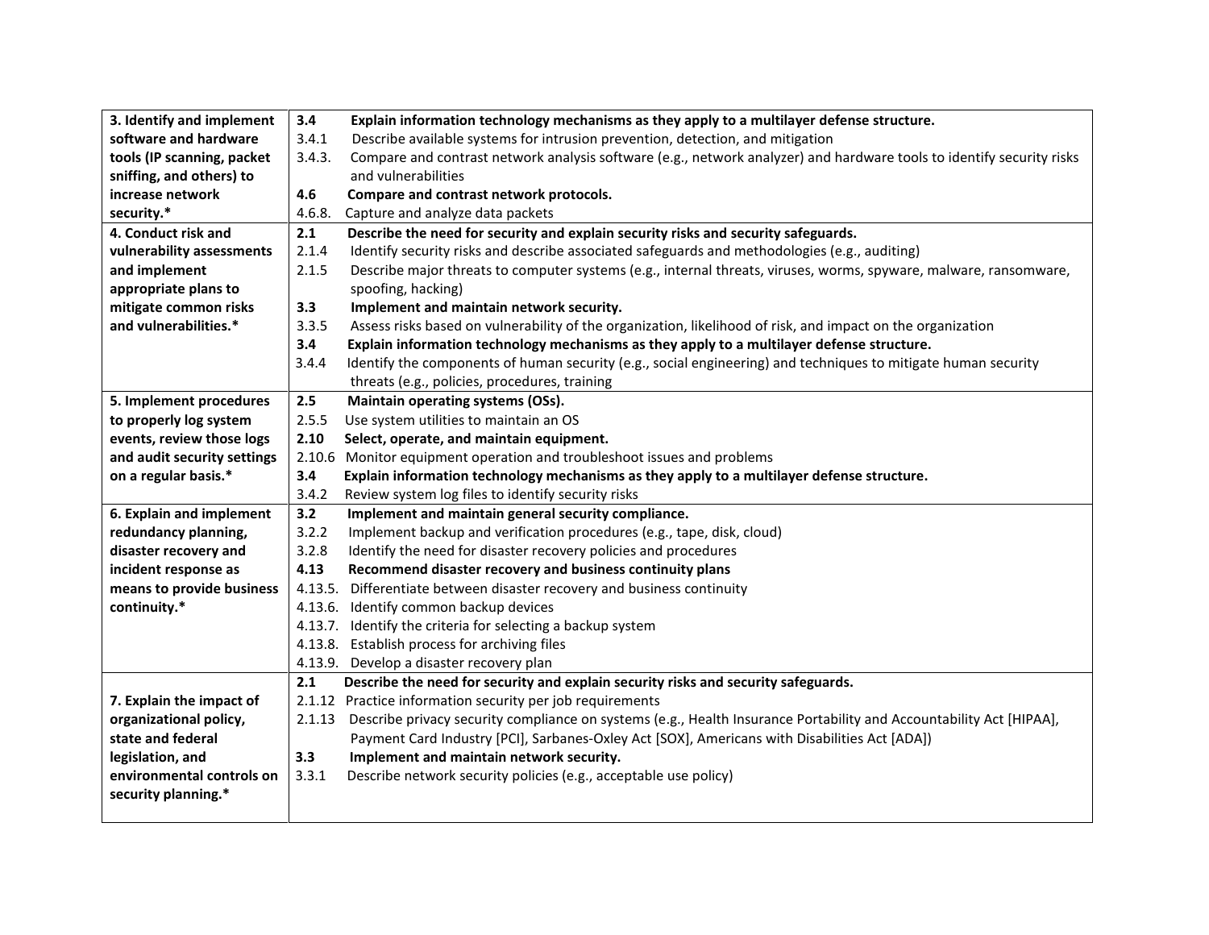| | |
|---|---|
| **3. Identify and implement software and hardware tools (IP scanning, packet sniffing, and others) to increase network security.*** | **3.4 Explain information technology mechanisms as they apply to a multilayer defense structure.**<br>3.4.1 Describe available systems for intrusion prevention, detection, and mitigation<br>3.4.3. Compare and contrast network analysis software (e.g., network analyzer) and hardware tools to identify security risks and vulnerabilities<br>**4.6 Compare and contrast network protocols.**<br>4.6.8. Capture and analyze data packets |
| **4. Conduct risk and vulnerability assessments and implement appropriate plans to mitigate common risks and vulnerabilities.*** | **2.1 Describe the need for security and explain security risks and security safeguards.**<br>2.1.4 Identify security risks and describe associated safeguards and methodologies (e.g., auditing)<br>2.1.5 Describe major threats to computer systems (e.g., internal threats, viruses, worms, spyware, malware, ransomware, spoofing, hacking)<br>**3.3 Implement and maintain network security.**<br>3.3.5 Assess risks based on vulnerability of the organization, likelihood of risk, and impact on the organization<br>**3.4 Explain information technology mechanisms as they apply to a multilayer defense structure.**<br>3.4.4 Identify the components of human security (e.g., social engineering) and techniques to mitigate human security threats (e.g., policies, procedures, training |
| **5. Implement procedures to properly log system events, review those logs and audit security settings on a regular basis.*** | **2.5 Maintain operating systems (OSs).**<br>2.5.5 Use system utilities to maintain an OS<br>**2.10 Select, operate, and maintain equipment.**<br>2.10.6 Monitor equipment operation and troubleshoot issues and problems<br>**3.4 Explain information technology mechanisms as they apply to a multilayer defense structure.**<br>3.4.2 Review system log files to identify security risks |
| **6. Explain and implement redundancy planning, disaster recovery and incident response as means to provide business continuity.*** | **3.2 Implement and maintain general security compliance.**<br>3.2.2 Implement backup and verification procedures (e.g., tape, disk, cloud)<br>3.2.8 Identify the need for disaster recovery policies and procedures<br>**4.13 Recommend disaster recovery and business continuity plans**<br>4.13.5. Differentiate between disaster recovery and business continuity<br>4.13.6. Identify common backup devices<br>4.13.7. Identify the criteria for selecting a backup system<br>4.13.8. Establish process for archiving files<br>4.13.9. Develop a disaster recovery plan |
| **7. Explain the impact of organizational policy, state and federal legislation, and environmental controls on security planning.*** | **2.1 Describe the need for security and explain security risks and security safeguards.**<br>2.1.12 Practice information security per job requirements<br>2.1.13 Describe privacy security compliance on systems (e.g., Health Insurance Portability and Accountability Act [HIPAA], Payment Card Industry [PCI], Sarbanes-Oxley Act [SOX], Americans with Disabilities Act [ADA])<br>**3.3 Implement and maintain network security.**<br>3.3.1 Describe network security policies (e.g., acceptable use policy) |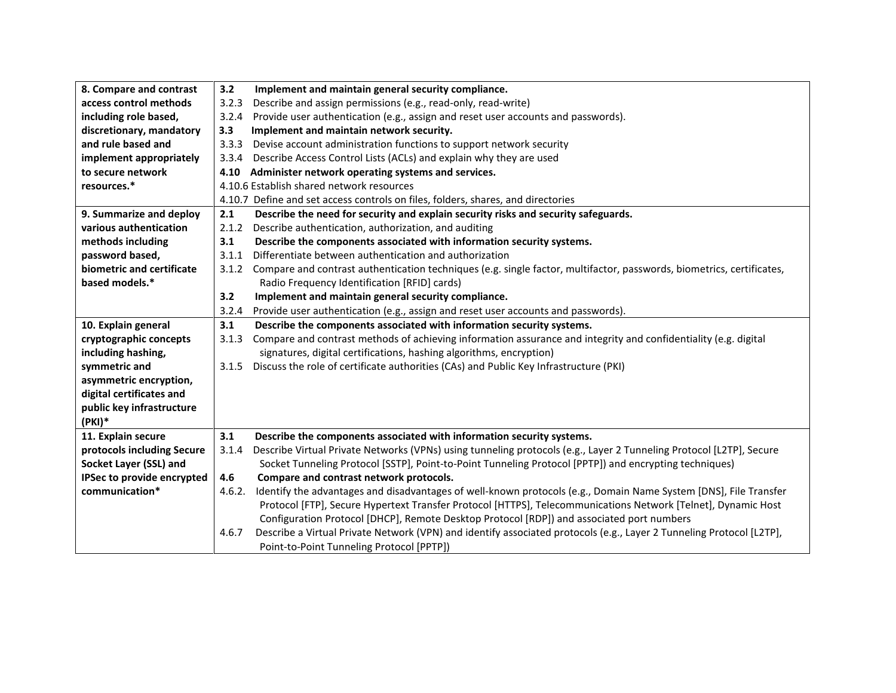| | |
|---|---|
| **8. Compare and contrast access control methods including role based, discretionary, mandatory and rule based and implement appropriately to secure network resources.*** | **3.2 Implement and maintain general security compliance.**<br>3.2.3 Describe and assign permissions (e.g., read-only, read-write)<br>3.2.4 Provide user authentication (e.g., assign and reset user accounts and passwords).<br>**3.3 Implement and maintain network security.**<br>3.3.3 Devise account administration functions to support network security<br>3.3.4 Describe Access Control Lists (ACLs) and explain why they are used<br>**4.10 Administer network operating systems and services.**<br>4.10.6 Establish shared network resources<br>4.10.7 Define and set access controls on files, folders, shares, and directories |
| **9. Summarize and deploy various authentication methods including password based, biometric and certificate based models.*** | **2.1 Describe the need for security and explain security risks and security safeguards.**<br>2.1.2 Describe authentication, authorization, and auditing<br>**3.1 Describe the components associated with information security systems.**<br>3.1.1 Differentiate between authentication and authorization<br>3.1.2 Compare and contrast authentication techniques (e.g. single factor, multifactor, passwords, biometrics, certificates, Radio Frequency Identification [RFID] cards)<br>**3.2 Implement and maintain general security compliance.**<br>3.2.4 Provide user authentication (e.g., assign and reset user accounts and passwords). |
| **10. Explain general cryptographic concepts including hashing, symmetric and asymmetric encryption, digital certificates and public key infrastructure (PKI)*** | **3.1 Describe the components associated with information security systems.**<br>3.1.3 Compare and contrast methods of achieving information assurance and integrity and confidentiality (e.g. digital signatures, digital certifications, hashing algorithms, encryption)<br>3.1.5 Discuss the role of certificate authorities (CAs) and Public Key Infrastructure (PKI) |
| **11. Explain secure protocols including Secure Socket Layer (SSL) and IPSec to provide encrypted communication*** | **3.1 Describe the components associated with information security systems.**<br>3.1.4 Describe Virtual Private Networks (VPNs) using tunneling protocols (e.g., Layer 2 Tunneling Protocol [L2TP], Secure Socket Tunneling Protocol [SSTP], Point-to-Point Tunneling Protocol [PPTP]) and encrypting techniques)<br>**4.6 Compare and contrast network protocols.**<br>4.6.2. Identify the advantages and disadvantages of well-known protocols (e.g., Domain Name System [DNS], File Transfer Protocol [FTP], Secure Hypertext Transfer Protocol [HTTPS], Telecommunications Network [Telnet], Dynamic Host Configuration Protocol [DHCP], Remote Desktop Protocol [RDP]) and associated port numbers<br>4.6.7 Describe a Virtual Private Network (VPN) and identify associated protocols (e.g., Layer 2 Tunneling Protocol [L2TP], Point-to-Point Tunneling Protocol [PPTP]) |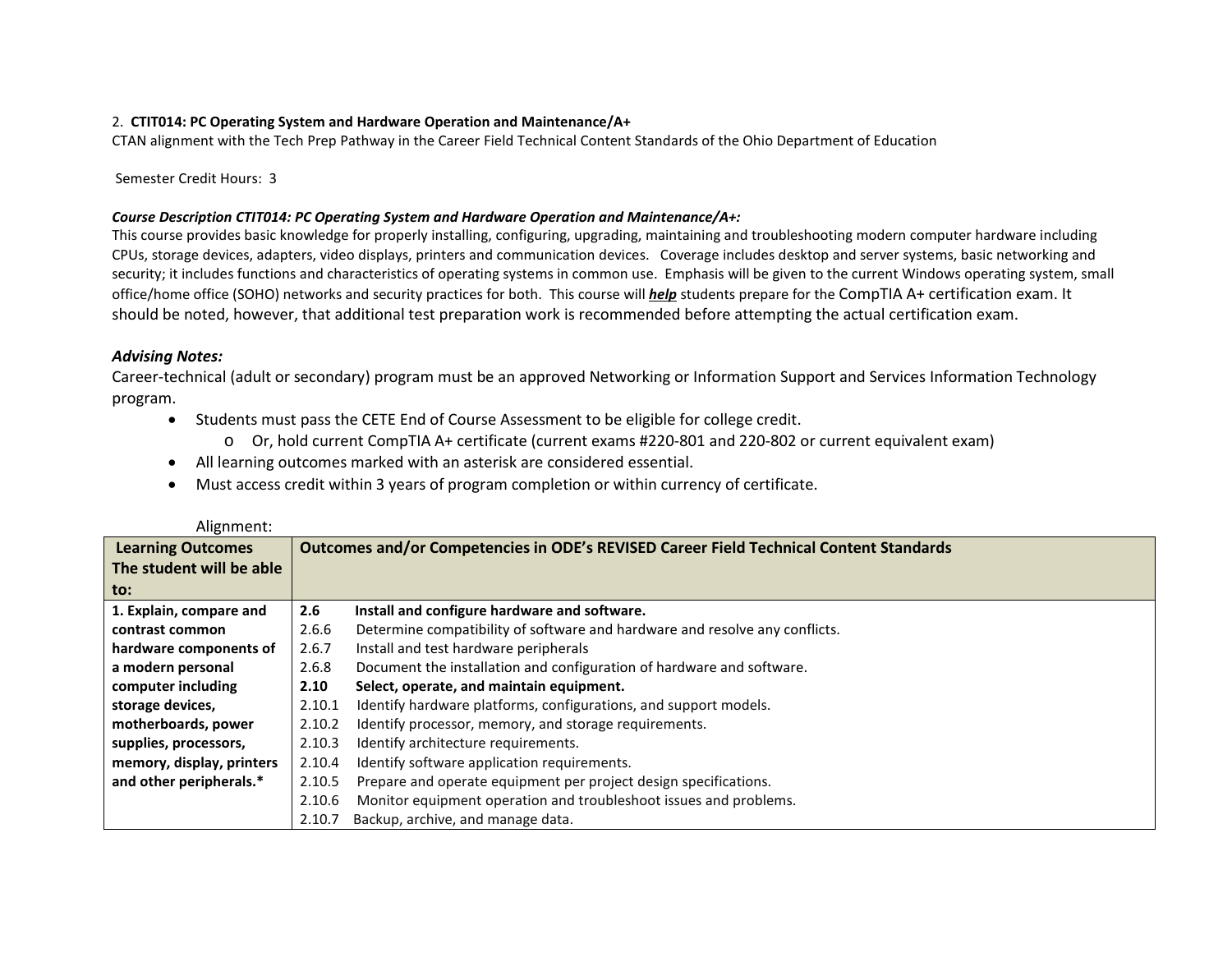2. **CTIT014: PC Operating System and Hardware Operation and Maintenance/A+**
CTAN alignment with the Tech Prep Pathway in the Career Field Technical Content Standards of the Ohio Department of Education

Semester Credit Hours: 3

***Course Description CTIT014: PC Operating System and Hardware Operation and Maintenance/A+:***
This course provides basic knowledge for properly installing, configuring, upgrading, maintaining and troubleshooting modern computer hardware including CPUs, storage devices, adapters, video displays, printers and communication devices. Coverage includes desktop and server systems, basic networking and security; it includes functions and characteristics of operating systems in common use. Emphasis will be given to the current Windows operating system, small office/home office (SOHO) networks and security practices for both. This course will ***help*** students prepare for the CompTIA A+ certification exam. It should be noted, however, that additional test preparation work is recommended before attempting the actual certification exam.

### *Advising Notes:*

Career-technical (adult or secondary) program must be an approved Networking or Information Support and Services Information Technology program.

- Students must pass the CETE End of Course Assessment to be eligible for college credit.
  - Or, hold current CompTIA A+ certificate (current exams #220-801 and 220-802 or current equivalent exam)
- All learning outcomes marked with an asterisk are considered essential.
- Must access credit within 3 years of program completion or within currency of certificate.

Alignment:

| Learning Outcomes The student will be able to: | Outcomes and/or Competencies in ODE's REVISED Career Field Technical Content Standards |
|---|---|
| **1. Explain, compare and contrast common hardware components of a modern personal computer including storage devices, motherboards, power supplies, processors, memory, display, printers and other peripherals.*** | **2.6 Install and configure hardware and software.**<br>2.6.6 Determine compatibility of software and hardware and resolve any conflicts.<br>2.6.7 Install and test hardware peripherals<br>2.6.8 Document the installation and configuration of hardware and software.<br>**2.10 Select, operate, and maintain equipment.**<br>2.10.1 Identify hardware platforms, configurations, and support models.<br>2.10.2 Identify processor, memory, and storage requirements.<br>2.10.3 Identify architecture requirements.<br>2.10.4 Identify software application requirements.<br>2.10.5 Prepare and operate equipment per project design specifications.<br>2.10.6 Monitor equipment operation and troubleshoot issues and problems.<br>2.10.7 Backup, archive, and manage data. |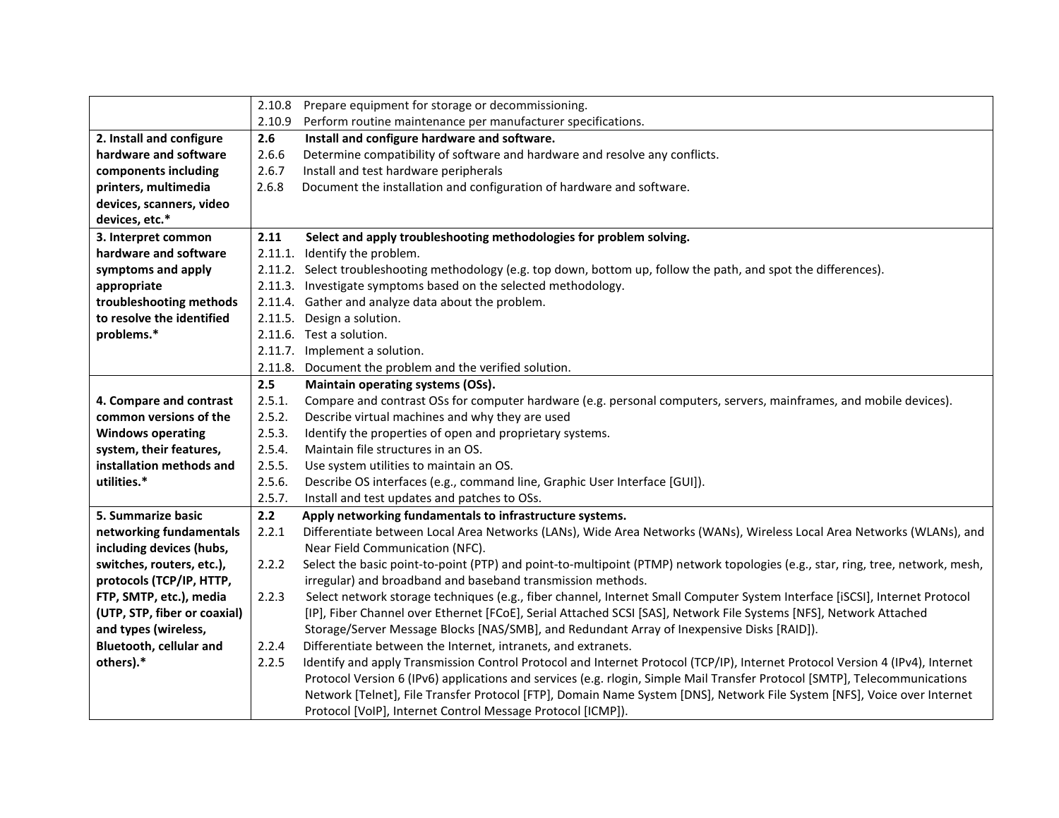| | |
|---|---|
| | 2.10.8 Prepare equipment for storage or decommissioning.<br>2.10.9 Perform routine maintenance per manufacturer specifications. |
| **2. Install and configure hardware and software components including printers, multimedia devices, scanners, video devices, etc.*** | **2.6 Install and configure hardware and software.**<br>2.6.6 Determine compatibility of software and hardware and resolve any conflicts.<br>2.6.7 Install and test hardware peripherals<br>2.6.8 Document the installation and configuration of hardware and software. |
| **3. Interpret common hardware and software symptoms and apply appropriate troubleshooting methods to resolve the identified problems.*** | **2.11 Select and apply troubleshooting methodologies for problem solving.**<br>2.11.1. Identify the problem.<br>2.11.2. Select troubleshooting methodology (e.g. top down, bottom up, follow the path, and spot the differences).<br>2.11.3. Investigate symptoms based on the selected methodology.<br>2.11.4. Gather and analyze data about the problem.<br>2.11.5. Design a solution.<br>2.11.6. Test a solution.<br>2.11.7. Implement a solution.<br>2.11.8. Document the problem and the verified solution. |
| **4. Compare and contrast common versions of the Windows operating system, their features, installation methods and utilities.*** | **2.5 Maintain operating systems (OSs).**<br>2.5.1. Compare and contrast OSs for computer hardware (e.g. personal computers, servers, mainframes, and mobile devices).<br>2.5.2. Describe virtual machines and why they are used<br>2.5.3. Identify the properties of open and proprietary systems.<br>2.5.4. Maintain file structures in an OS.<br>2.5.5. Use system utilities to maintain an OS.<br>2.5.6. Describe OS interfaces (e.g., command line, Graphic User Interface [GUI]).<br>2.5.7. Install and test updates and patches to OSs. |
| **5. Summarize basic networking fundamentals including devices (hubs, switches, routers, etc.), protocols (TCP/IP, HTTP, FTP, SMTP, etc.), media (UTP, STP, fiber or coaxial) and types (wireless, Bluetooth, cellular and others).*** | **2.2 Apply networking fundamentals to infrastructure systems.**<br>2.2.1 Differentiate between Local Area Networks (LANs), Wide Area Networks (WANs), Wireless Local Area Networks (WLANs), and Near Field Communication (NFC).<br>2.2.2 Select the basic point-to-point (PTP) and point-to-multipoint (PTMP) network topologies (e.g., star, ring, tree, network, mesh, irregular) and broadband and baseband transmission methods.<br>2.2.3 Select network storage techniques (e.g., fiber channel, Internet Small Computer System Interface [iSCSI], Internet Protocol [IP], Fiber Channel over Ethernet [FCoE], Serial Attached SCSI [SAS], Network File Systems [NFS], Network Attached Storage/Server Message Blocks [NAS/SMB], and Redundant Array of Inexpensive Disks [RAID]).<br>2.2.4 Differentiate between the Internet, intranets, and extranets.<br>2.2.5 Identify and apply Transmission Control Protocol and Internet Protocol (TCP/IP), Internet Protocol Version 4 (IPv4), Internet Protocol Version 6 (IPv6) applications and services (e.g. rlogin, Simple Mail Transfer Protocol [SMTP], Telecommunications Network [Telnet], File Transfer Protocol [FTP], Domain Name System [DNS], Network File System [NFS], Voice over Internet Protocol [VoIP], Internet Control Message Protocol [ICMP]). |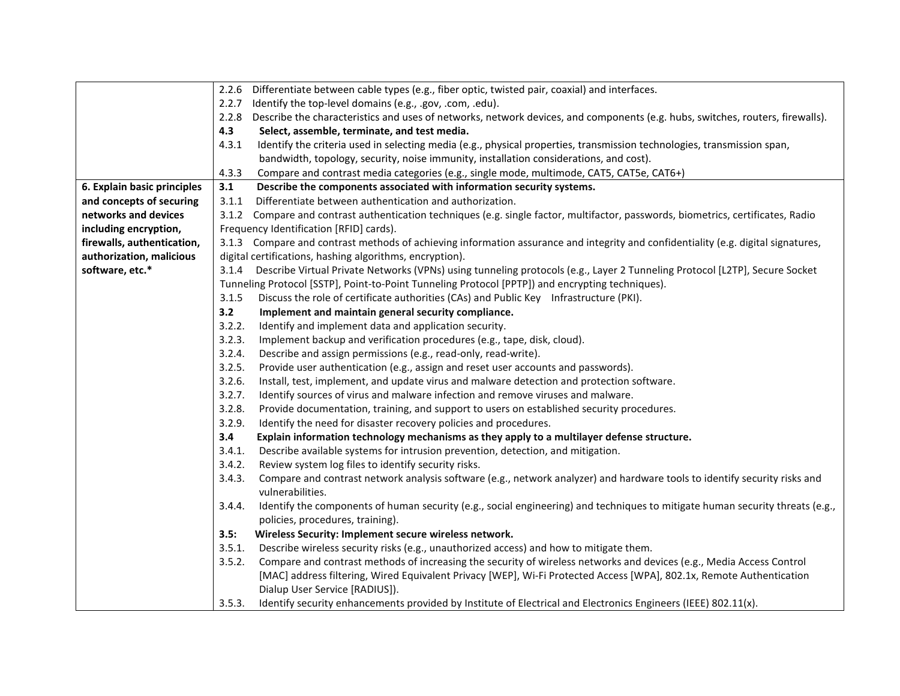| | |
|---|---|
| | 2.2.6 Differentiate between cable types (e.g., fiber optic, twisted pair, coaxial) and interfaces.<br>2.2.7 Identify the top-level domains (e.g., .gov, .com, .edu).<br>2.2.8 Describe the characteristics and uses of networks, network devices, and components (e.g. hubs, switches, routers, firewalls).<br>**4.3 Select, assemble, terminate, and test media.**<br>4.3.1 Identify the criteria used in selecting media (e.g., physical properties, transmission technologies, transmission span, bandwidth, topology, security, noise immunity, installation considerations, and cost).<br>4.3.3 Compare and contrast media categories (e.g., single mode, multimode, CAT5, CAT5e, CAT6+) |
| **6. Explain basic principles and concepts of securing networks and devices including encryption, firewalls, authentication, authorization, malicious software, etc.*** | **3.1 Describe the components associated with information security systems.**<br>3.1.1 Differentiate between authentication and authorization.<br>3.1.2 Compare and contrast authentication techniques (e.g. single factor, multifactor, passwords, biometrics, certificates, Radio Frequency Identification [RFID] cards).<br>3.1.3 Compare and contrast methods of achieving information assurance and integrity and confidentiality (e.g. digital signatures, digital certifications, hashing algorithms, encryption).<br>3.1.4 Describe Virtual Private Networks (VPNs) using tunneling protocols (e.g., Layer 2 Tunneling Protocol [L2TP], Secure Socket Tunneling Protocol [SSTP], Point-to-Point Tunneling Protocol [PPTP]) and encrypting techniques).<br>3.1.5 Discuss the role of certificate authorities (CAs) and Public Key Infrastructure (PKI).<br>**3.2 Implement and maintain general security compliance.**<br>3.2.2. Identify and implement data and application security.<br>3.2.3. Implement backup and verification procedures (e.g., tape, disk, cloud).<br>3.2.4. Describe and assign permissions (e.g., read-only, read-write).<br>3.2.5. Provide user authentication (e.g., assign and reset user accounts and passwords).<br>3.2.6. Install, test, implement, and update virus and malware detection and protection software.<br>3.2.7. Identify sources of virus and malware infection and remove viruses and malware.<br>3.2.8. Provide documentation, training, and support to users on established security procedures.<br>3.2.9. Identify the need for disaster recovery policies and procedures.<br>**3.4 Explain information technology mechanisms as they apply to a multilayer defense structure.**<br>3.4.1. Describe available systems for intrusion prevention, detection, and mitigation.<br>3.4.2. Review system log files to identify security risks.<br>3.4.3. Compare and contrast network analysis software (e.g., network analyzer) and hardware tools to identify security risks and vulnerabilities.<br>3.4.4. Identify the components of human security (e.g., social engineering) and techniques to mitigate human security threats (e.g., policies, procedures, training).<br>**3.5: Wireless Security: Implement secure wireless network.**<br>3.5.1. Describe wireless security risks (e.g., unauthorized access) and how to mitigate them.<br>3.5.2. Compare and contrast methods of increasing the security of wireless networks and devices (e.g., Media Access Control [MAC] address filtering, Wired Equivalent Privacy [WEP], Wi-Fi Protected Access [WPA], 802.1x, Remote Authentication Dialup User Service [RADIUS]).<br>3.5.3. Identify security enhancements provided by Institute of Electrical and Electronics Engineers (IEEE) 802.11(x). |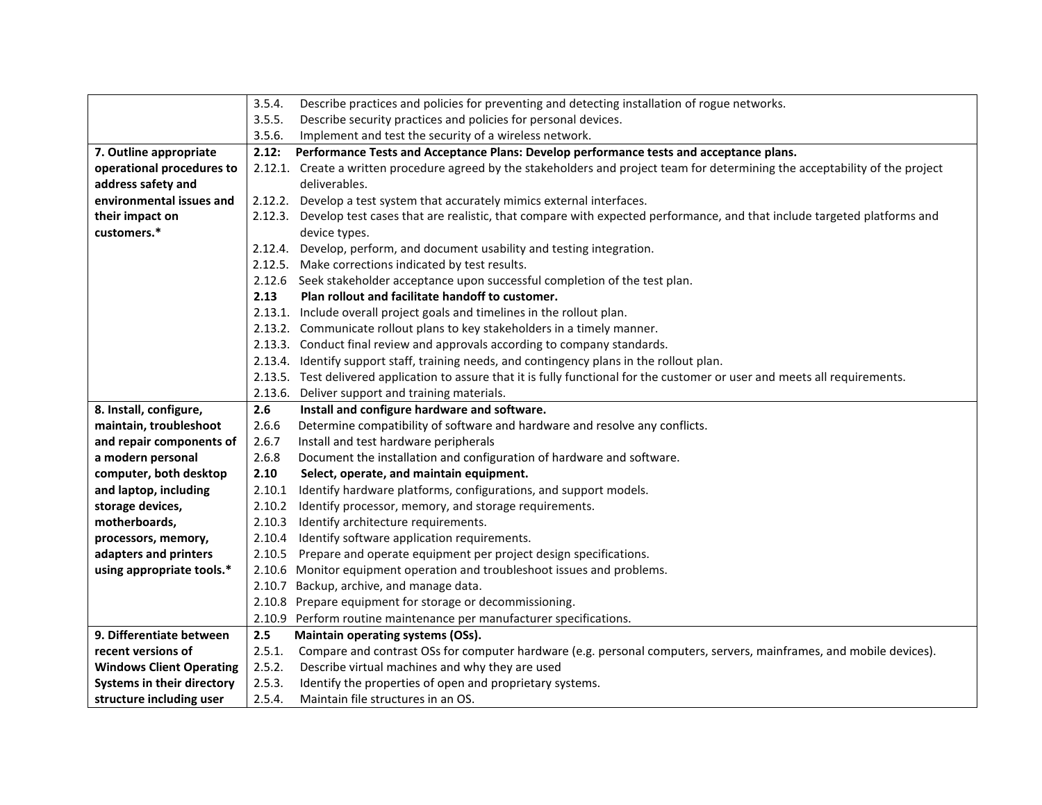| | |
|---|---|
| | 3.5.4. Describe practices and policies for preventing and detecting installation of rogue networks.<br>3.5.5. Describe security practices and policies for personal devices.<br>3.5.6. Implement and test the security of a wireless network. |
| **7. Outline appropriate operational procedures to address safety and environmental issues and their impact on customers.*** | **2.12: Performance Tests and Acceptance Plans: Develop performance tests and acceptance plans.**<br>2.12.1. Create a written procedure agreed by the stakeholders and project team for determining the acceptability of the project deliverables.<br>2.12.2. Develop a test system that accurately mimics external interfaces.<br>2.12.3. Develop test cases that are realistic, that compare with expected performance, and that include targeted platforms and device types.<br>2.12.4. Develop, perform, and document usability and testing integration.<br>2.12.5. Make corrections indicated by test results.<br>2.12.6 Seek stakeholder acceptance upon successful completion of the test plan.<br>**2.13 Plan rollout and facilitate handoff to customer.**<br>2.13.1. Include overall project goals and timelines in the rollout plan.<br>2.13.2. Communicate rollout plans to key stakeholders in a timely manner.<br>2.13.3. Conduct final review and approvals according to company standards.<br>2.13.4. Identify support staff, training needs, and contingency plans in the rollout plan.<br>2.13.5. Test delivered application to assure that it is fully functional for the customer or user and meets all requirements.<br>2.13.6. Deliver support and training materials. |
| **8. Install, configure, maintain, troubleshoot and repair components of a modern personal computer, both desktop and laptop, including storage devices, motherboards, processors, memory, adapters and printers using appropriate tools.*** | **2.6 Install and configure hardware and software.**<br>2.6.6 Determine compatibility of software and hardware and resolve any conflicts.<br>2.6.7 Install and test hardware peripherals<br>2.6.8 Document the installation and configuration of hardware and software.<br>**2.10 Select, operate, and maintain equipment.**<br>2.10.1 Identify hardware platforms, configurations, and support models.<br>2.10.2 Identify processor, memory, and storage requirements.<br>2.10.3 Identify architecture requirements.<br>2.10.4 Identify software application requirements.<br>2.10.5 Prepare and operate equipment per project design specifications.<br>2.10.6 Monitor equipment operation and troubleshoot issues and problems.<br>2.10.7 Backup, archive, and manage data.<br>2.10.8 Prepare equipment for storage or decommissioning.<br>2.10.9 Perform routine maintenance per manufacturer specifications. |
| **9. Differentiate between recent versions of Windows Client Operating Systems in their directory structure including user** | **2.5 Maintain operating systems (OSs).**<br>2.5.1. Compare and contrast OSs for computer hardware (e.g. personal computers, servers, mainframes, and mobile devices).<br>2.5.2. Describe virtual machines and why they are used<br>2.5.3. Identify the properties of open and proprietary systems.<br>2.5.4. Maintain file structures in an OS. |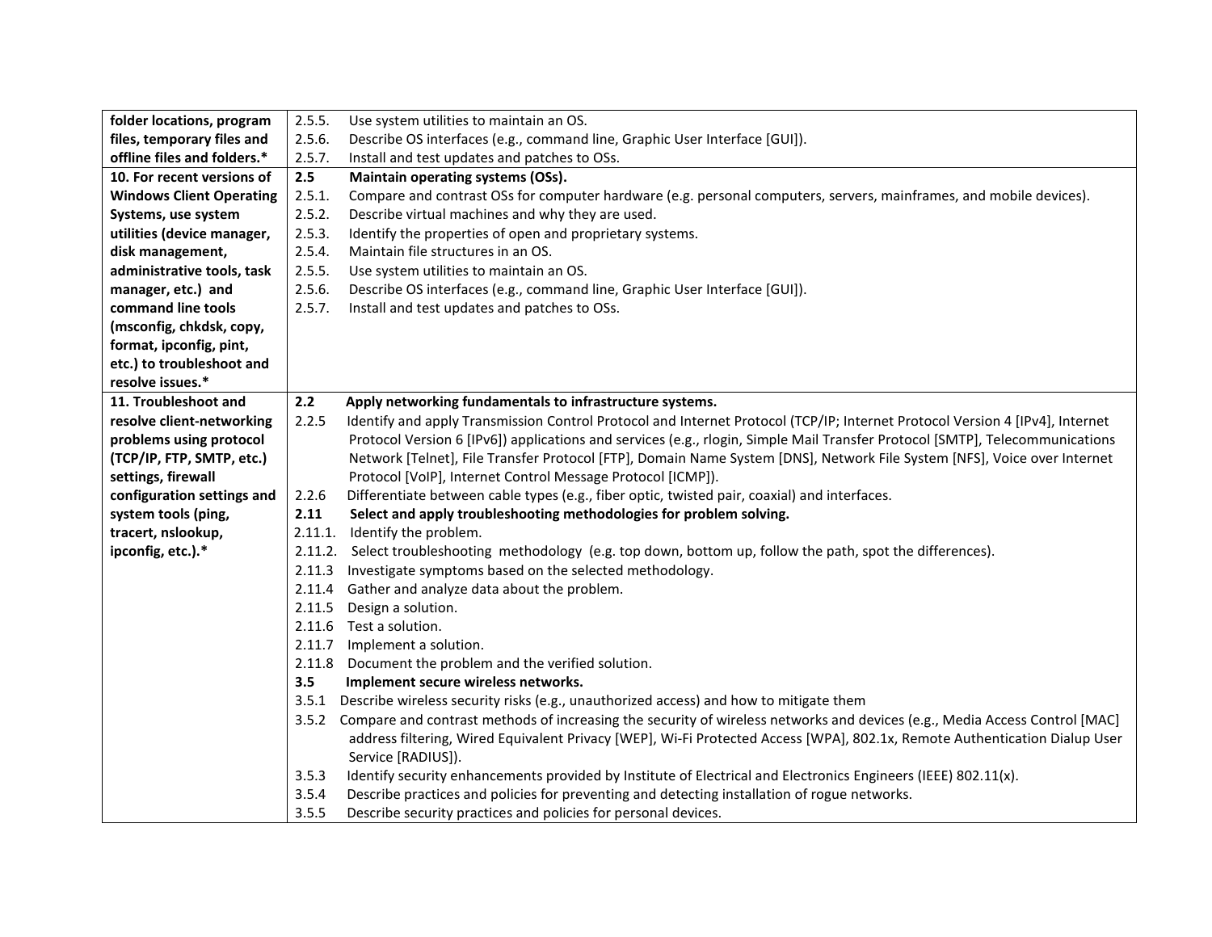| | |
|---|---|
| **folder locations, program files, temporary files and offline files and folders.*** | 2.5.5. Use system utilities to maintain an OS.<br>2.5.6. Describe OS interfaces (e.g., command line, Graphic User Interface [GUI]).<br>2.5.7. Install and test updates and patches to OSs. |
| **10. For recent versions of Windows Client Operating Systems, use system utilities (device manager, disk management, administrative tools, task manager, etc.) and command line tools (msconfig, chkdsk, copy, format, ipconfig, pint, etc.) to troubleshoot and resolve issues.*** | **2.5 Maintain operating systems (OSs).**<br>2.5.1. Compare and contrast OSs for computer hardware (e.g. personal computers, servers, mainframes, and mobile devices).<br>2.5.2. Describe virtual machines and why they are used.<br>2.5.3. Identify the properties of open and proprietary systems.<br>2.5.4. Maintain file structures in an OS.<br>2.5.5. Use system utilities to maintain an OS.<br>2.5.6. Describe OS interfaces (e.g., command line, Graphic User Interface [GUI]).<br>2.5.7. Install and test updates and patches to OSs. |
| **11. Troubleshoot and resolve client-networking problems using protocol (TCP/IP, FTP, SMTP, etc.) settings, firewall configuration settings and system tools (ping, tracert, nslookup, ipconfig, etc.).*** | **2.2 Apply networking fundamentals to infrastructure systems.**<br>2.2.5 Identify and apply Transmission Control Protocol and Internet Protocol (TCP/IP; Internet Protocol Version 4 [IPv4], Internet Protocol Version 6 [IPv6]) applications and services (e.g., rlogin, Simple Mail Transfer Protocol [SMTP], Telecommunications Network [Telnet], File Transfer Protocol [FTP], Domain Name System [DNS], Network File System [NFS], Voice over Internet Protocol [VoIP], Internet Control Message Protocol [ICMP]).<br>2.2.6 Differentiate between cable types (e.g., fiber optic, twisted pair, coaxial) and interfaces.<br>**2.11 Select and apply troubleshooting methodologies for problem solving.**<br>2.11.1. Identify the problem.<br>2.11.2. Select troubleshooting methodology (e.g. top down, bottom up, follow the path, spot the differences).<br>2.11.3 Investigate symptoms based on the selected methodology.<br>2.11.4 Gather and analyze data about the problem.<br>2.11.5 Design a solution.<br>2.11.6 Test a solution.<br>2.11.7 Implement a solution.<br>2.11.8 Document the problem and the verified solution.<br>**3.5 Implement secure wireless networks.**<br>3.5.1 Describe wireless security risks (e.g., unauthorized access) and how to mitigate them<br>3.5.2 Compare and contrast methods of increasing the security of wireless networks and devices (e.g., Media Access Control [MAC] address filtering, Wired Equivalent Privacy [WEP], Wi-Fi Protected Access [WPA], 802.1x, Remote Authentication Dialup User Service [RADIUS]).<br>3.5.3 Identify security enhancements provided by Institute of Electrical and Electronics Engineers (IEEE) 802.11(x).<br>3.5.4 Describe practices and policies for preventing and detecting installation of rogue networks.<br>3.5.5 Describe security practices and policies for personal devices. |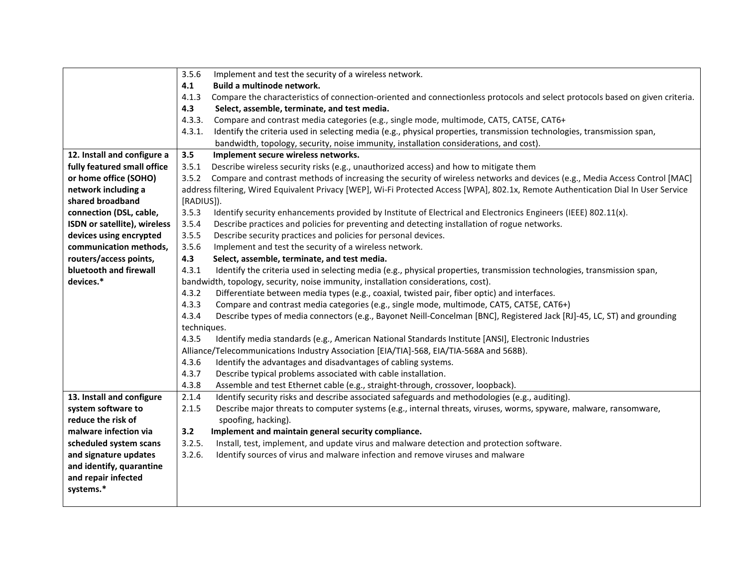| | |
|---|---|
| | 3.5.6 Implement and test the security of a wireless network.<br>**4.1 Build a multinode network.**<br>4.1.3 Compare the characteristics of connection-oriented and connectionless protocols and select protocols based on given criteria.<br>**4.3 Select, assemble, terminate, and test media.**<br>4.3.3. Compare and contrast media categories (e.g., single mode, multimode, CAT5, CAT5E, CAT6+<br>4.3.1. Identify the criteria used in selecting media (e.g., physical properties, transmission technologies, transmission span, bandwidth, topology, security, noise immunity, installation considerations, and cost). |
| **12. Install and configure a fully featured small office or home office (SOHO) network including a shared broadband connection (DSL, cable, ISDN or satellite), wireless devices using encrypted communication methods, routers/access points, bluetooth and firewall devices.*** | **3.5 Implement secure wireless networks.**<br>3.5.1 Describe wireless security risks (e.g., unauthorized access) and how to mitigate them<br>3.5.2 Compare and contrast methods of increasing the security of wireless networks and devices (e.g., Media Access Control [MAC] address filtering, Wired Equivalent Privacy [WEP], Wi-Fi Protected Access [WPA], 802.1x, Remote Authentication Dial In User Service [RADIUS]).<br>3.5.3 Identify security enhancements provided by Institute of Electrical and Electronics Engineers (IEEE) 802.11(x).<br>3.5.4 Describe practices and policies for preventing and detecting installation of rogue networks.<br>3.5.5 Describe security practices and policies for personal devices.<br>3.5.6 Implement and test the security of a wireless network.<br>**4.3 Select, assemble, terminate, and test media.**<br>4.3.1 Identify the criteria used in selecting media (e.g., physical properties, transmission technologies, transmission span, bandwidth, topology, security, noise immunity, installation considerations, cost).<br>4.3.2 Differentiate between media types (e.g., coaxial, twisted pair, fiber optic) and interfaces.<br>4.3.3 Compare and contrast media categories (e.g., single mode, multimode, CAT5, CAT5E, CAT6+)<br>4.3.4 Describe types of media connectors (e.g., Bayonet Neill-Concelman [BNC], Registered Jack [RJ]-45, LC, ST) and grounding techniques.<br>4.3.5 Identify media standards (e.g., American National Standards Institute [ANSI], Electronic Industries Alliance/Telecommunications Industry Association [EIA/TIA]-568, EIA/TIA-568A and 568B).<br>4.3.6 Identify the advantages and disadvantages of cabling systems.<br>4.3.7 Describe typical problems associated with cable installation.<br>4.3.8 Assemble and test Ethernet cable (e.g., straight-through, crossover, loopback). |
| **13. Install and configure system software to reduce the risk of malware infection via scheduled system scans and signature updates and identify, quarantine and repair infected systems.*** | 2.1.4 Identify security risks and describe associated safeguards and methodologies (e.g., auditing).<br>2.1.5 Describe major threats to computer systems (e.g., internal threats, viruses, worms, spyware, malware, ransomware, spoofing, hacking).<br>**3.2 Implement and maintain general security compliance.**<br>3.2.5. Install, test, implement, and update virus and malware detection and protection software.<br>3.2.6. Identify sources of virus and malware infection and remove viruses and malware |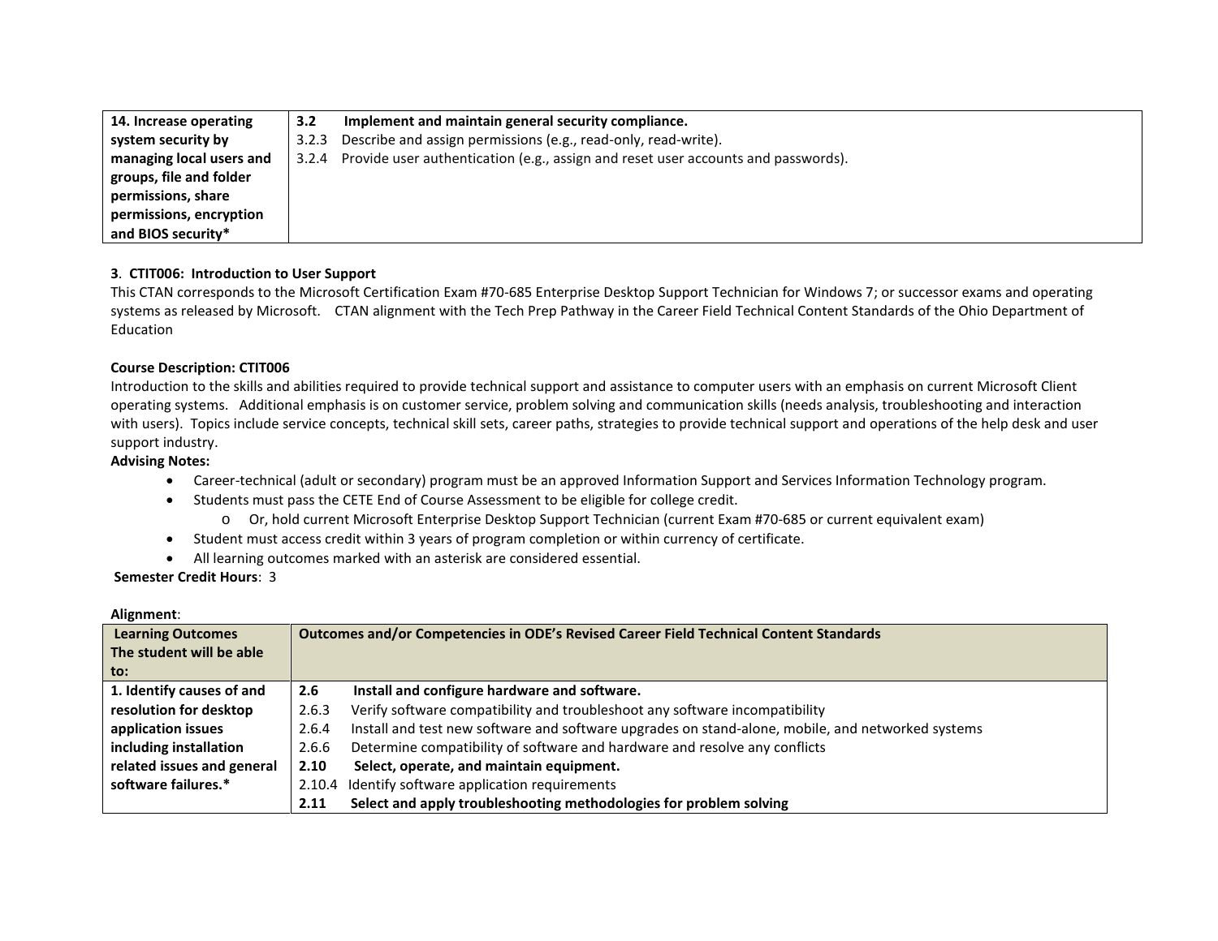| 14. Increase operating system security by managing local users and groups, file and folder permissions, share permissions, encryption and BIOS security* | **3.2 Implement and maintain general security compliance.**<br>3.2.3 Describe and assign permissions (e.g., read-only, read-write).<br>3.2.4 Provide user authentication (e.g., assign and reset user accounts and passwords). |
|---|---|

**3**. **CTIT006: Introduction to User Support**

This CTAN corresponds to the Microsoft Certification Exam #70-685 Enterprise Desktop Support Technician for Windows 7; or successor exams and operating systems as released by Microsoft. CTAN alignment with the Tech Prep Pathway in the Career Field Technical Content Standards of the Ohio Department of Education

**Course Description: CTIT006**

Introduction to the skills and abilities required to provide technical support and assistance to computer users with an emphasis on current Microsoft Client operating systems. Additional emphasis is on customer service, problem solving and communication skills (needs analysis, troubleshooting and interaction with users). Topics include service concepts, technical skill sets, career paths, strategies to provide technical support and operations of the help desk and user support industry.

**Advising Notes:**

- Career-technical (adult or secondary) program must be an approved Information Support and Services Information Technology program.
- Students must pass the CETE End of Course Assessment to be eligible for college credit.
  - Or, hold current Microsoft Enterprise Desktop Support Technician (current Exam #70-685 or current equivalent exam)
- Student must access credit within 3 years of program completion or within currency of certificate.
- All learning outcomes marked with an asterisk are considered essential.

**Semester Credit Hours**: 3

**Alignment**:

| **Learning Outcomes The student will be able to:** | **Outcomes and/or Competencies in ODE's Revised Career Field Technical Content Standards** |
|---|---|
| **1. Identify causes of and resolution for desktop application issues including installation related issues and general software failures.*** | **2.6 Install and configure hardware and software.**<br>2.6.3 Verify software compatibility and troubleshoot any software incompatibility<br>2.6.4 Install and test new software and software upgrades on stand-alone, mobile, and networked systems<br>2.6.6 Determine compatibility of software and hardware and resolve any conflicts<br>**2.10 Select, operate, and maintain equipment.**<br>2.10.4 Identify software application requirements<br>**2.11 Select and apply troubleshooting methodologies for problem solving** |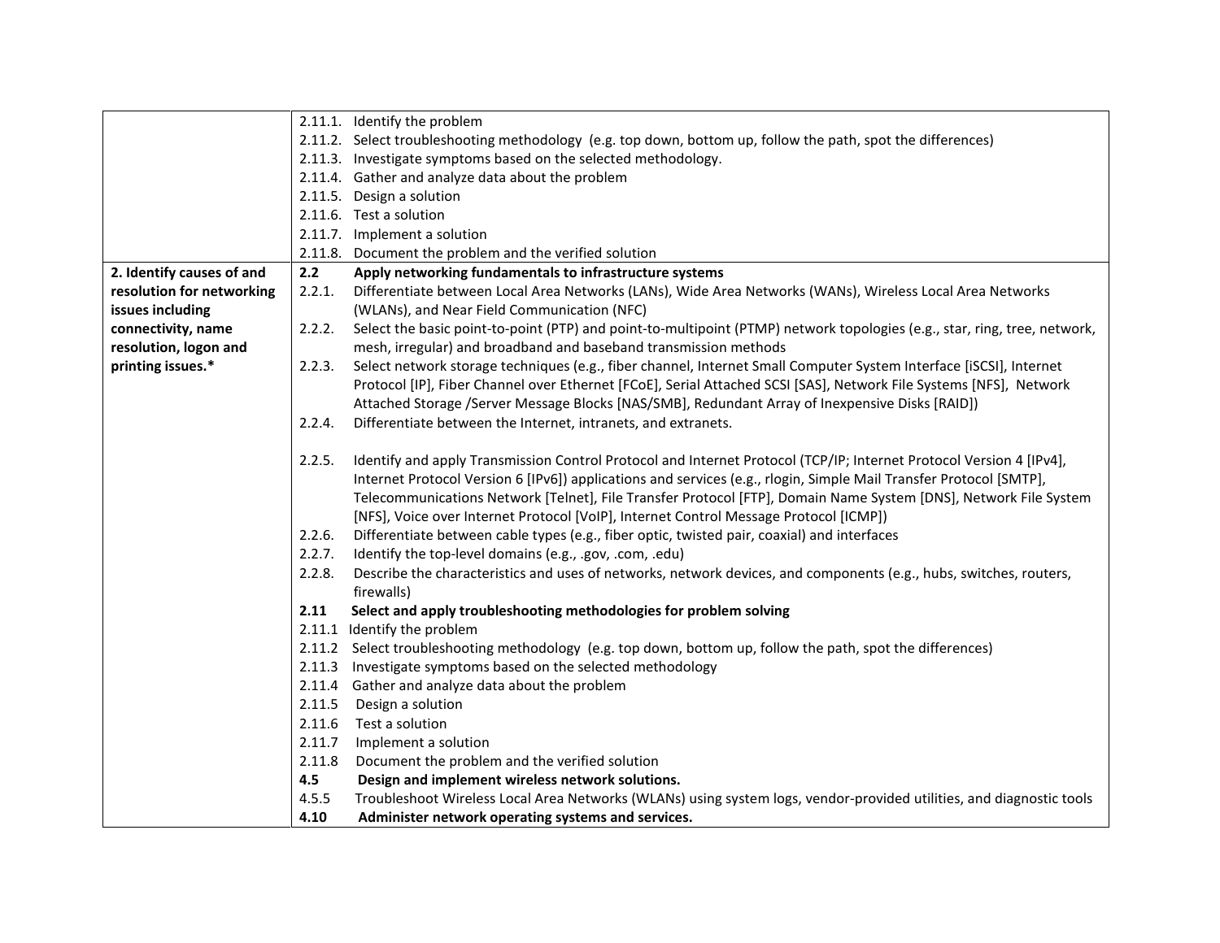| | |
|---|---|
| | 2.11.1. Identify the problem<br>2.11.2. Select troubleshooting methodology (e.g. top down, bottom up, follow the path, spot the differences)<br>2.11.3. Investigate symptoms based on the selected methodology.<br>2.11.4. Gather and analyze data about the problem<br>2.11.5. Design a solution<br>2.11.6. Test a solution<br>2.11.7. Implement a solution<br>2.11.8. Document the problem and the verified solution |
| **2. Identify causes of and resolution for networking issues including connectivity, name resolution, logon and printing issues.*** | **2.2 Apply networking fundamentals to infrastructure systems**<br>2.2.1. Differentiate between Local Area Networks (LANs), Wide Area Networks (WANs), Wireless Local Area Networks (WLANs), and Near Field Communication (NFC)<br>2.2.2. Select the basic point-to-point (PTP) and point-to-multipoint (PTMP) network topologies (e.g., star, ring, tree, network, mesh, irregular) and broadband and baseband transmission methods<br>2.2.3. Select network storage techniques (e.g., fiber channel, Internet Small Computer System Interface [iSCSI], Internet Protocol [IP], Fiber Channel over Ethernet [FCoE], Serial Attached SCSI [SAS], Network File Systems [NFS], Network Attached Storage /Server Message Blocks [NAS/SMB], Redundant Array of Inexpensive Disks [RAID])<br>2.2.4. Differentiate between the Internet, intranets, and extranets.<br><br>2.2.5. Identify and apply Transmission Control Protocol and Internet Protocol (TCP/IP; Internet Protocol Version 4 [IPv4], Internet Protocol Version 6 [IPv6]) applications and services (e.g., rlogin, Simple Mail Transfer Protocol [SMTP], Telecommunications Network [Telnet], File Transfer Protocol [FTP], Domain Name System [DNS], Network File System [NFS], Voice over Internet Protocol [VoIP], Internet Control Message Protocol [ICMP])<br>2.2.6. Differentiate between cable types (e.g., fiber optic, twisted pair, coaxial) and interfaces<br>2.2.7. Identify the top-level domains (e.g., .gov, .com, .edu)<br>2.2.8. Describe the characteristics and uses of networks, network devices, and components (e.g., hubs, switches, routers, firewalls)<br>**2.11 Select and apply troubleshooting methodologies for problem solving**<br>2.11.1 Identify the problem<br>2.11.2 Select troubleshooting methodology (e.g. top down, bottom up, follow the path, spot the differences)<br>2.11.3 Investigate symptoms based on the selected methodology<br>2.11.4 Gather and analyze data about the problem<br>2.11.5 Design a solution<br>2.11.6 Test a solution<br>2.11.7 Implement a solution<br>2.11.8 Document the problem and the verified solution<br>**4.5 Design and implement wireless network solutions.**<br>4.5.5 Troubleshoot Wireless Local Area Networks (WLANs) using system logs, vendor-provided utilities, and diagnostic tools<br>**4.10 Administer network operating systems and services.** |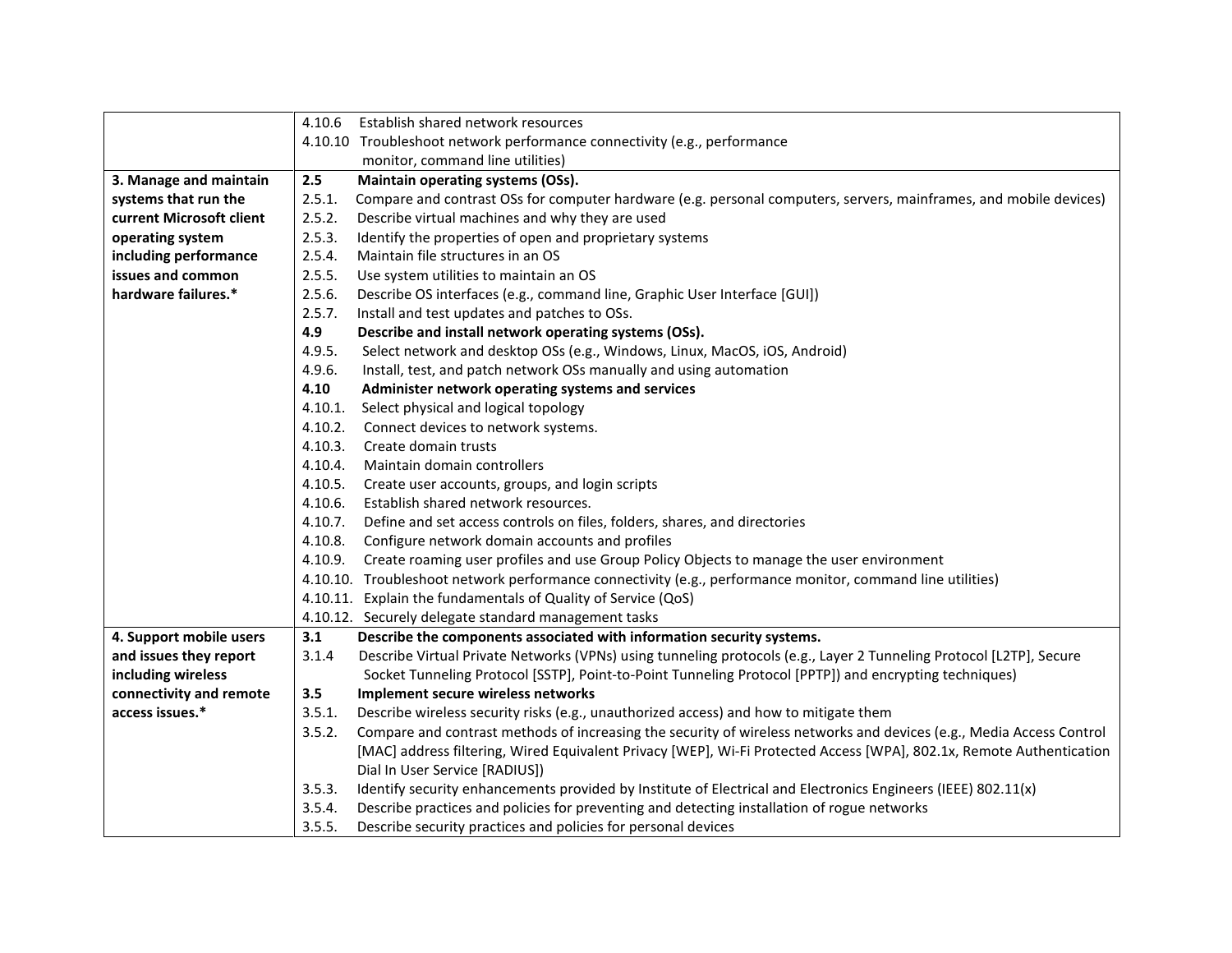| | |
|---|---|
| | 4.10.6 Establish shared network resources<br>4.10.10 Troubleshoot network performance connectivity (e.g., performance monitor, command line utilities) |
| **3. Manage and maintain systems that run the current Microsoft client operating system including performance issues and common hardware failures.*** | **2.5 Maintain operating systems (OSs).**<br>2.5.1. Compare and contrast OSs for computer hardware (e.g. personal computers, servers, mainframes, and mobile devices)<br>2.5.2. Describe virtual machines and why they are used<br>2.5.3. Identify the properties of open and proprietary systems<br>2.5.4. Maintain file structures in an OS<br>2.5.5. Use system utilities to maintain an OS<br>2.5.6. Describe OS interfaces (e.g., command line, Graphic User Interface [GUI])<br>2.5.7. Install and test updates and patches to OSs.<br>**4.9 Describe and install network operating systems (OSs).**<br>4.9.5. Select network and desktop OSs (e.g., Windows, Linux, MacOS, iOS, Android)<br>4.9.6. Install, test, and patch network OSs manually and using automation<br>**4.10 Administer network operating systems and services**<br>4.10.1. Select physical and logical topology<br>4.10.2. Connect devices to network systems.<br>4.10.3. Create domain trusts<br>4.10.4. Maintain domain controllers<br>4.10.5. Create user accounts, groups, and login scripts<br>4.10.6. Establish shared network resources.<br>4.10.7. Define and set access controls on files, folders, shares, and directories<br>4.10.8. Configure network domain accounts and profiles<br>4.10.9. Create roaming user profiles and use Group Policy Objects to manage the user environment<br>4.10.10. Troubleshoot network performance connectivity (e.g., performance monitor, command line utilities)<br>4.10.11. Explain the fundamentals of Quality of Service (QoS)<br>4.10.12. Securely delegate standard management tasks |
| **4. Support mobile users and issues they report including wireless connectivity and remote access issues.*** | **3.1 Describe the components associated with information security systems.**<br>3.1.4 Describe Virtual Private Networks (VPNs) using tunneling protocols (e.g., Layer 2 Tunneling Protocol [L2TP], Secure Socket Tunneling Protocol [SSTP], Point-to-Point Tunneling Protocol [PPTP]) and encrypting techniques)<br>**3.5 Implement secure wireless networks**<br>3.5.1. Describe wireless security risks (e.g., unauthorized access) and how to mitigate them<br>3.5.2. Compare and contrast methods of increasing the security of wireless networks and devices (e.g., Media Access Control [MAC] address filtering, Wired Equivalent Privacy [WEP], Wi-Fi Protected Access [WPA], 802.1x, Remote Authentication Dial In User Service [RADIUS])<br>3.5.3. Identify security enhancements provided by Institute of Electrical and Electronics Engineers (IEEE) 802.11(x)<br>3.5.4. Describe practices and policies for preventing and detecting installation of rogue networks<br>3.5.5. Describe security practices and policies for personal devices |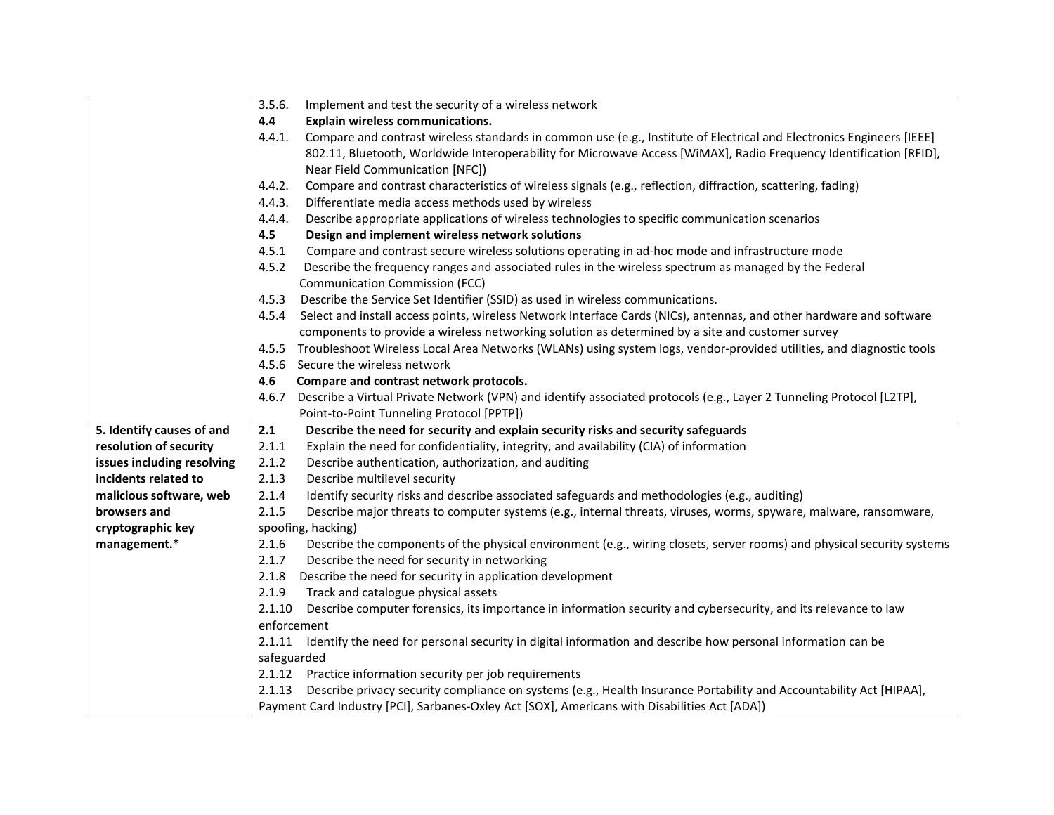| | |
|---|---|
| | 3.5.6. Implement and test the security of a wireless network<br>**4.4 Explain wireless communications.**<br>4.4.1. Compare and contrast wireless standards in common use (e.g., Institute of Electrical and Electronics Engineers [IEEE] 802.11, Bluetooth, Worldwide Interoperability for Microwave Access [WiMAX], Radio Frequency Identification [RFID], Near Field Communication [NFC])<br>4.4.2. Compare and contrast characteristics of wireless signals (e.g., reflection, diffraction, scattering, fading)<br>4.4.3. Differentiate media access methods used by wireless<br>4.4.4. Describe appropriate applications of wireless technologies to specific communication scenarios<br>**4.5 Design and implement wireless network solutions**<br>4.5.1 Compare and contrast secure wireless solutions operating in ad-hoc mode and infrastructure mode<br>4.5.2 Describe the frequency ranges and associated rules in the wireless spectrum as managed by the Federal Communication Commission (FCC)<br>4.5.3 Describe the Service Set Identifier (SSID) as used in wireless communications.<br>4.5.4 Select and install access points, wireless Network Interface Cards (NICs), antennas, and other hardware and software components to provide a wireless networking solution as determined by a site and customer survey<br>4.5.5 Troubleshoot Wireless Local Area Networks (WLANs) using system logs, vendor-provided utilities, and diagnostic tools<br>4.5.6 Secure the wireless network<br>**4.6 Compare and contrast network protocols.**<br>4.6.7 Describe a Virtual Private Network (VPN) and identify associated protocols (e.g., Layer 2 Tunneling Protocol [L2TP], Point-to-Point Tunneling Protocol [PPTP]) |
| **5. Identify causes of and resolution of security issues including resolving incidents related to malicious software, web browsers and cryptographic key management.*** | **2.1 Describe the need for security and explain security risks and security safeguards**<br>2.1.1 Explain the need for confidentiality, integrity, and availability (CIA) of information<br>2.1.2 Describe authentication, authorization, and auditing<br>2.1.3 Describe multilevel security<br>2.1.4 Identify security risks and describe associated safeguards and methodologies (e.g., auditing)<br>2.1.5 Describe major threats to computer systems (e.g., internal threats, viruses, worms, spyware, malware, ransomware, spoofing, hacking)<br>2.1.6 Describe the components of the physical environment (e.g., wiring closets, server rooms) and physical security systems<br>2.1.7 Describe the need for security in networking<br>2.1.8 Describe the need for security in application development<br>2.1.9 Track and catalogue physical assets<br>2.1.10 Describe computer forensics, its importance in information security and cybersecurity, and its relevance to law enforcement<br>2.1.11 Identify the need for personal security in digital information and describe how personal information can be safeguarded<br>2.1.12 Practice information security per job requirements<br>2.1.13 Describe privacy security compliance on systems (e.g., Health Insurance Portability and Accountability Act [HIPAA], Payment Card Industry [PCI], Sarbanes-Oxley Act [SOX], Americans with Disabilities Act [ADA]) |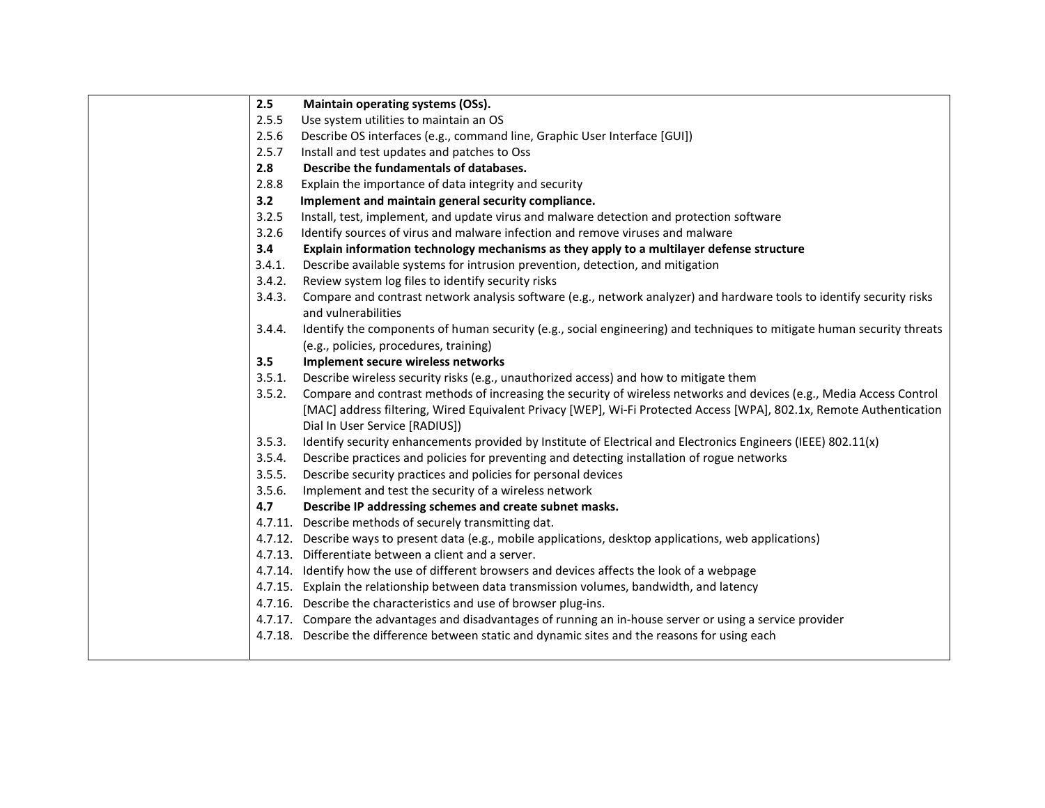| | |
|---|---|
| | **2.5 Maintain operating systems (OSs).**<br>2.5.5 Use system utilities to maintain an OS<br>2.5.6 Describe OS interfaces (e.g., command line, Graphic User Interface [GUI])<br>2.5.7 Install and test updates and patches to Oss<br>**2.8 Describe the fundamentals of databases.**<br>2.8.8 Explain the importance of data integrity and security<br>**3.2 Implement and maintain general security compliance.**<br>3.2.5 Install, test, implement, and update virus and malware detection and protection software<br>3.2.6 Identify sources of virus and malware infection and remove viruses and malware<br>**3.4 Explain information technology mechanisms as they apply to a multilayer defense structure**<br>3.4.1. Describe available systems for intrusion prevention, detection, and mitigation<br>3.4.2. Review system log files to identify security risks<br>3.4.3. Compare and contrast network analysis software (e.g., network analyzer) and hardware tools to identify security risks and vulnerabilities<br>3.4.4. Identify the components of human security (e.g., social engineering) and techniques to mitigate human security threats (e.g., policies, procedures, training)<br>**3.5 Implement secure wireless networks**<br>3.5.1. Describe wireless security risks (e.g., unauthorized access) and how to mitigate them<br>3.5.2. Compare and contrast methods of increasing the security of wireless networks and devices (e.g., Media Access Control [MAC] address filtering, Wired Equivalent Privacy [WEP], Wi-Fi Protected Access [WPA], 802.1x, Remote Authentication Dial In User Service [RADIUS])<br>3.5.3. Identify security enhancements provided by Institute of Electrical and Electronics Engineers (IEEE) 802.11(x)<br>3.5.4. Describe practices and policies for preventing and detecting installation of rogue networks<br>3.5.5. Describe security practices and policies for personal devices<br>3.5.6. Implement and test the security of a wireless network<br>**4.7 Describe IP addressing schemes and create subnet masks.**<br>4.7.11. Describe methods of securely transmitting dat.<br>4.7.12. Describe ways to present data (e.g., mobile applications, desktop applications, web applications)<br>4.7.13. Differentiate between a client and a server.<br>4.7.14. Identify how the use of different browsers and devices affects the look of a webpage<br>4.7.15. Explain the relationship between data transmission volumes, bandwidth, and latency<br>4.7.16. Describe the characteristics and use of browser plug-ins.<br>4.7.17. Compare the advantages and disadvantages of running an in-house server or using a service provider<br>4.7.18. Describe the difference between static and dynamic sites and the reasons for using each |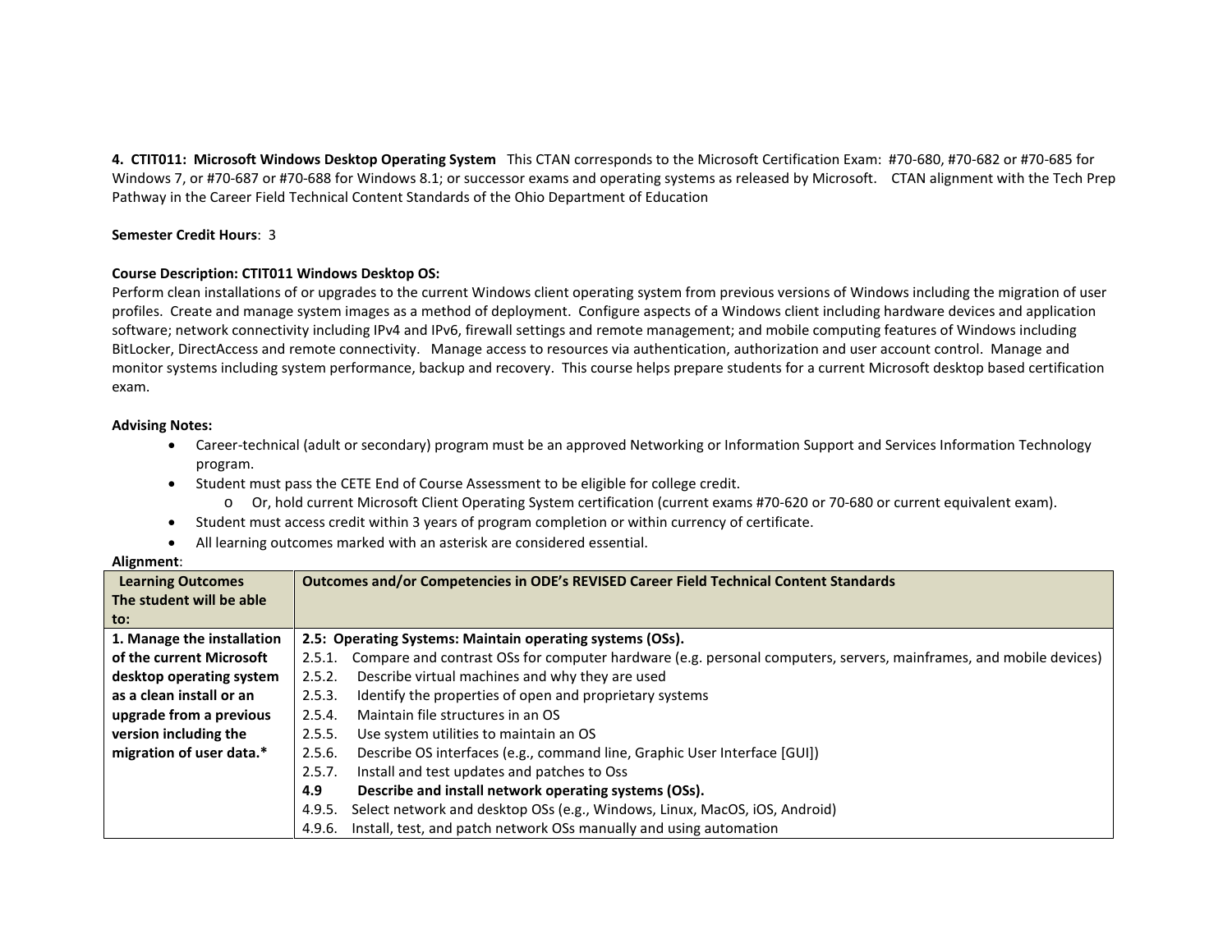**4. CTIT011: Microsoft Windows Desktop Operating System** This CTAN corresponds to the Microsoft Certification Exam: #70-680, #70-682 or #70-685 for Windows 7, or #70-687 or #70-688 for Windows 8.1; or successor exams and operating systems as released by Microsoft. CTAN alignment with the Tech Prep Pathway in the Career Field Technical Content Standards of the Ohio Department of Education

**Semester Credit Hours**: 3

**Course Description: CTIT011 Windows Desktop OS:**
Perform clean installations of or upgrades to the current Windows client operating system from previous versions of Windows including the migration of user profiles. Create and manage system images as a method of deployment. Configure aspects of a Windows client including hardware devices and application software; network connectivity including IPv4 and IPv6, firewall settings and remote management; and mobile computing features of Windows including BitLocker, DirectAccess and remote connectivity. Manage access to resources via authentication, authorization and user account control. Manage and monitor systems including system performance, backup and recovery. This course helps prepare students for a current Microsoft desktop based certification exam.

**Advising Notes:**

- Career-technical (adult or secondary) program must be an approved Networking or Information Support and Services Information Technology program.
- Student must pass the CETE End of Course Assessment to be eligible for college credit.
  - Or, hold current Microsoft Client Operating System certification (current exams #70-620 or 70-680 or current equivalent exam).
- Student must access credit within 3 years of program completion or within currency of certificate.
- All learning outcomes marked with an asterisk are considered essential.

**Alignment**:

| Learning Outcomes The student will be able to: | Outcomes and/or Competencies in ODE's REVISED Career Field Technical Content Standards |
|---|---|
| **1. Manage the installation of the current Microsoft desktop operating system as a clean install or an upgrade from a previous version including the migration of user data.*** | **2.5: Operating Systems: Maintain operating systems (OSs).**<br>2.5.1. Compare and contrast OSs for computer hardware (e.g. personal computers, servers, mainframes, and mobile devices)<br>2.5.2. Describe virtual machines and why they are used<br>2.5.3. Identify the properties of open and proprietary systems<br>2.5.4. Maintain file structures in an OS<br>2.5.5. Use system utilities to maintain an OS<br>2.5.6. Describe OS interfaces (e.g., command line, Graphic User Interface [GUI])<br>2.5.7. Install and test updates and patches to Oss<br>**4.9 Describe and install network operating systems (OSs).**<br>4.9.5. Select network and desktop OSs (e.g., Windows, Linux, MacOS, iOS, Android)<br>4.9.6. Install, test, and patch network OSs manually and using automation |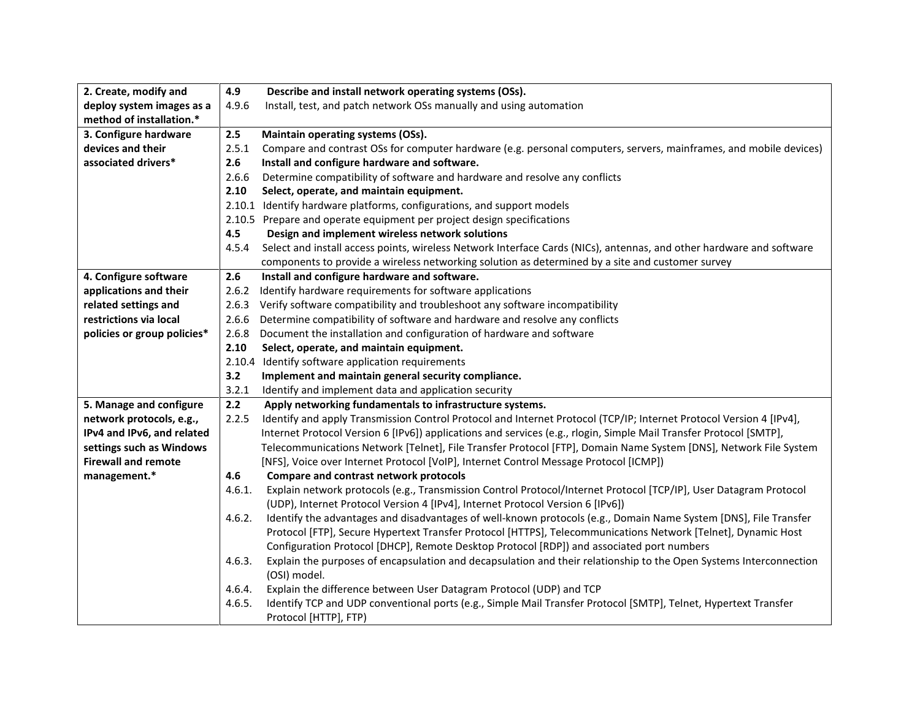| | |
|---|---|
| **2. Create, modify and deploy system images as a method of installation.*** | **4.9 Describe and install network operating systems (OSs).**<br>4.9.6 Install, test, and patch network OSs manually and using automation |
| **3. Configure hardware devices and their associated drivers*** | **2.5 Maintain operating systems (OSs).**<br>2.5.1 Compare and contrast OSs for computer hardware (e.g. personal computers, servers, mainframes, and mobile devices)<br>**2.6 Install and configure hardware and software.**<br>2.6.6 Determine compatibility of software and hardware and resolve any conflicts<br>**2.10 Select, operate, and maintain equipment.**<br>2.10.1 Identify hardware platforms, configurations, and support models<br>2.10.5 Prepare and operate equipment per project design specifications<br>**4.5 Design and implement wireless network solutions**<br>4.5.4 Select and install access points, wireless Network Interface Cards (NICs), antennas, and other hardware and software components to provide a wireless networking solution as determined by a site and customer survey |
| **4. Configure software applications and their related settings and restrictions via local policies or group policies*** | **2.6 Install and configure hardware and software.**<br>2.6.2 Identify hardware requirements for software applications<br>2.6.3 Verify software compatibility and troubleshoot any software incompatibility<br>2.6.6 Determine compatibility of software and hardware and resolve any conflicts<br>2.6.8 Document the installation and configuration of hardware and software<br>**2.10 Select, operate, and maintain equipment.**<br>2.10.4 Identify software application requirements<br>**3.2 Implement and maintain general security compliance.**<br>3.2.1 Identify and implement data and application security |
| **5. Manage and configure network protocols, e.g., IPv4 and IPv6, and related settings such as Windows Firewall and remote management.*** | **2.2 Apply networking fundamentals to infrastructure systems.**<br>2.2.5 Identify and apply Transmission Control Protocol and Internet Protocol (TCP/IP; Internet Protocol Version 4 [IPv4], Internet Protocol Version 6 [IPv6]) applications and services (e.g., rlogin, Simple Mail Transfer Protocol [SMTP], Telecommunications Network [Telnet], File Transfer Protocol [FTP], Domain Name System [DNS], Network File System [NFS], Voice over Internet Protocol [VoIP], Internet Control Message Protocol [ICMP])<br>**4.6 Compare and contrast network protocols**<br>4.6.1. Explain network protocols (e.g., Transmission Control Protocol/Internet Protocol [TCP/IP], User Datagram Protocol (UDP), Internet Protocol Version 4 [IPv4], Internet Protocol Version 6 [IPv6])<br>4.6.2. Identify the advantages and disadvantages of well-known protocols (e.g., Domain Name System [DNS], File Transfer Protocol [FTP], Secure Hypertext Transfer Protocol [HTTPS], Telecommunications Network [Telnet], Dynamic Host Configuration Protocol [DHCP], Remote Desktop Protocol [RDP]) and associated port numbers<br>4.6.3. Explain the purposes of encapsulation and decapsulation and their relationship to the Open Systems Interconnection (OSI) model.<br>4.6.4. Explain the difference between User Datagram Protocol (UDP) and TCP<br>4.6.5. Identify TCP and UDP conventional ports (e.g., Simple Mail Transfer Protocol [SMTP], Telnet, Hypertext Transfer Protocol [HTTP], FTP) |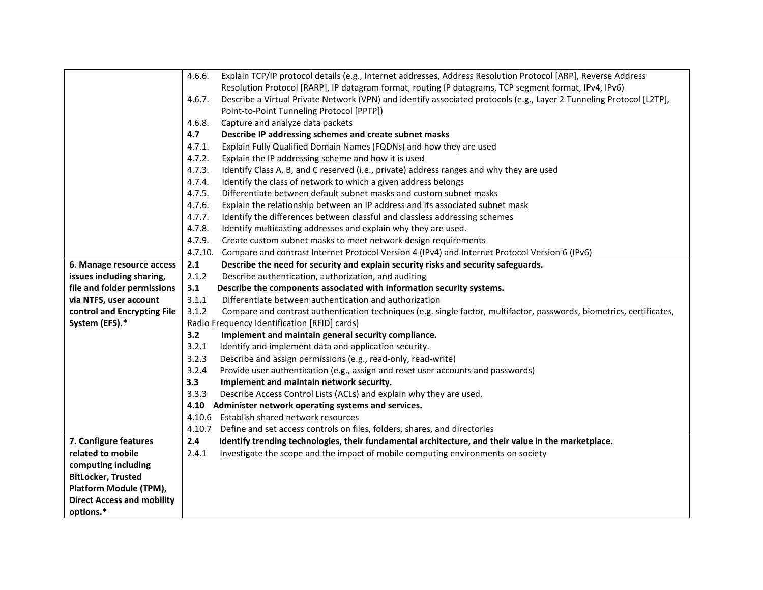| | |
|---|---|
| | 4.6.6. Explain TCP/IP protocol details (e.g., Internet addresses, Address Resolution Protocol [ARP], Reverse Address Resolution Protocol [RARP], IP datagram format, routing IP datagrams, TCP segment format, IPv4, IPv6)<br>4.6.7. Describe a Virtual Private Network (VPN) and identify associated protocols (e.g., Layer 2 Tunneling Protocol [L2TP], Point-to-Point Tunneling Protocol [PPTP])<br>4.6.8. Capture and analyze data packets<br>**4.7 Describe IP addressing schemes and create subnet masks**<br>4.7.1. Explain Fully Qualified Domain Names (FQDNs) and how they are used<br>4.7.2. Explain the IP addressing scheme and how it is used<br>4.7.3. Identify Class A, B, and C reserved (i.e., private) address ranges and why they are used<br>4.7.4. Identify the class of network to which a given address belongs<br>4.7.5. Differentiate between default subnet masks and custom subnet masks<br>4.7.6. Explain the relationship between an IP address and its associated subnet mask<br>4.7.7. Identify the differences between classful and classless addressing schemes<br>4.7.8. Identify multicasting addresses and explain why they are used.<br>4.7.9. Create custom subnet masks to meet network design requirements<br>4.7.10. Compare and contrast Internet Protocol Version 4 (IPv4) and Internet Protocol Version 6 (IPv6) |
| **6. Manage resource access issues including sharing, file and folder permissions via NTFS, user account control and Encrypting File System (EFS).*** | **2.1 Describe the need for security and explain security risks and security safeguards.**<br>2.1.2 Describe authentication, authorization, and auditing<br>**3.1 Describe the components associated with information security systems.**<br>3.1.1 Differentiate between authentication and authorization<br>3.1.2 Compare and contrast authentication techniques (e.g. single factor, multifactor, passwords, biometrics, certificates, Radio Frequency Identification [RFID] cards)<br>**3.2 Implement and maintain general security compliance.**<br>3.2.1 Identify and implement data and application security.<br>3.2.3 Describe and assign permissions (e.g., read-only, read-write)<br>3.2.4 Provide user authentication (e.g., assign and reset user accounts and passwords)<br>**3.3 Implement and maintain network security.**<br>3.3.3 Describe Access Control Lists (ACLs) and explain why they are used.<br>**4.10 Administer network operating systems and services.**<br>4.10.6 Establish shared network resources<br>4.10.7 Define and set access controls on files, folders, shares, and directories |
| **7. Configure features related to mobile computing including BitLocker, Trusted Platform Module (TPM), Direct Access and mobility options.*** | **2.4 Identify trending technologies, their fundamental architecture, and their value in the marketplace.**<br>2.4.1 Investigate the scope and the impact of mobile computing environments on society |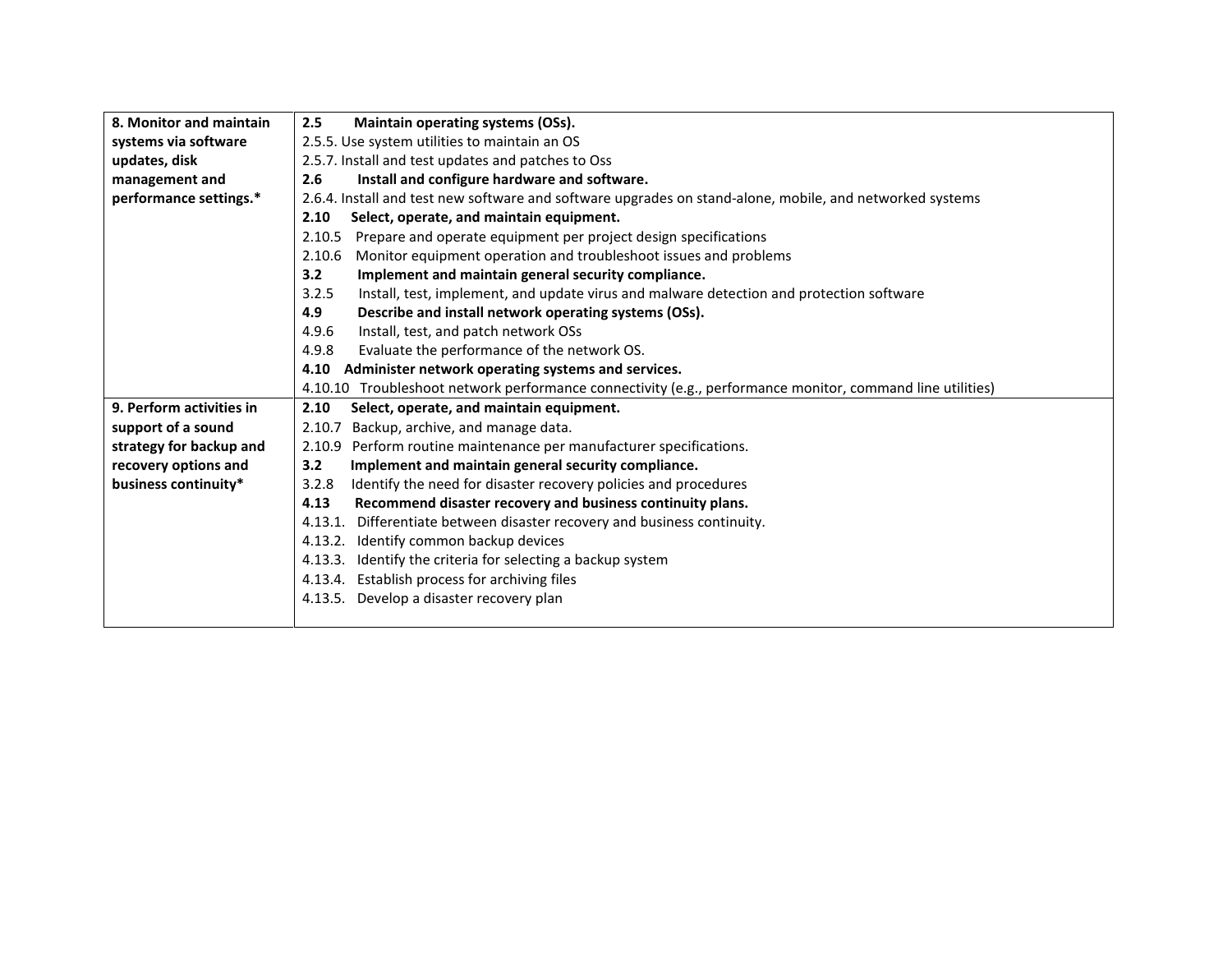| | |
|---|---|
| **8. Monitor and maintain systems via software updates, disk management and performance settings.*** | **2.5 Maintain operating systems (OSs).**<br>2.5.5. Use system utilities to maintain an OS<br>2.5.7. Install and test updates and patches to Oss<br>**2.6 Install and configure hardware and software.**<br>2.6.4. Install and test new software and software upgrades on stand-alone, mobile, and networked systems<br>**2.10 Select, operate, and maintain equipment.**<br>2.10.5 Prepare and operate equipment per project design specifications<br>2.10.6 Monitor equipment operation and troubleshoot issues and problems<br>**3.2 Implement and maintain general security compliance.**<br>3.2.5 Install, test, implement, and update virus and malware detection and protection software<br>**4.9 Describe and install network operating systems (OSs).**<br>4.9.6 Install, test, and patch network OSs<br>4.9.8 Evaluate the performance of the network OS.<br>**4.10 Administer network operating systems and services.**<br>4.10.10 Troubleshoot network performance connectivity (e.g., performance monitor, command line utilities) |
| **9. Perform activities in support of a sound strategy for backup and recovery options and business continuity*** | **2.10 Select, operate, and maintain equipment.**<br>2.10.7 Backup, archive, and manage data.<br>2.10.9 Perform routine maintenance per manufacturer specifications.<br>**3.2 Implement and maintain general security compliance.**<br>3.2.8 Identify the need for disaster recovery policies and procedures<br>**4.13 Recommend disaster recovery and business continuity plans.**<br>4.13.1. Differentiate between disaster recovery and business continuity.<br>4.13.2. Identify common backup devices<br>4.13.3. Identify the criteria for selecting a backup system<br>4.13.4. Establish process for archiving files<br>4.13.5. Develop a disaster recovery plan |